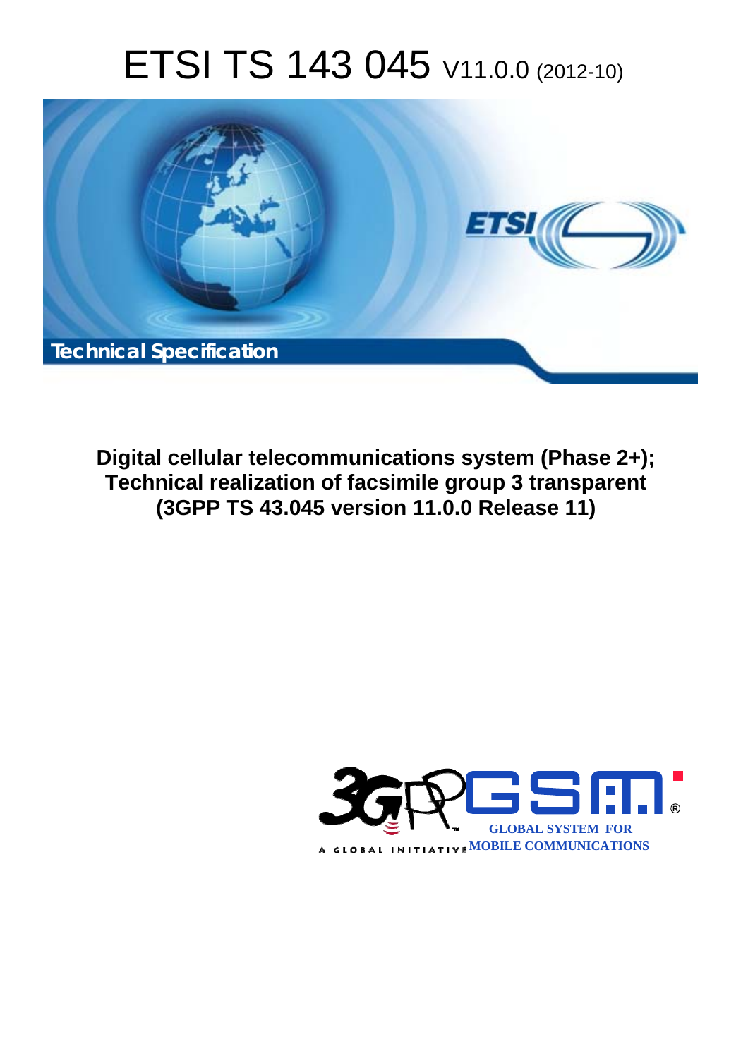# ETSI TS 143 045 V11.0.0 (2012-10)

Technical Specification

**Digital cellular telecommunications system (Phase 2+); Technical realization of facsimile group 3 transparent (3GPP TS 43.045 version 11.0.0 Release 11)**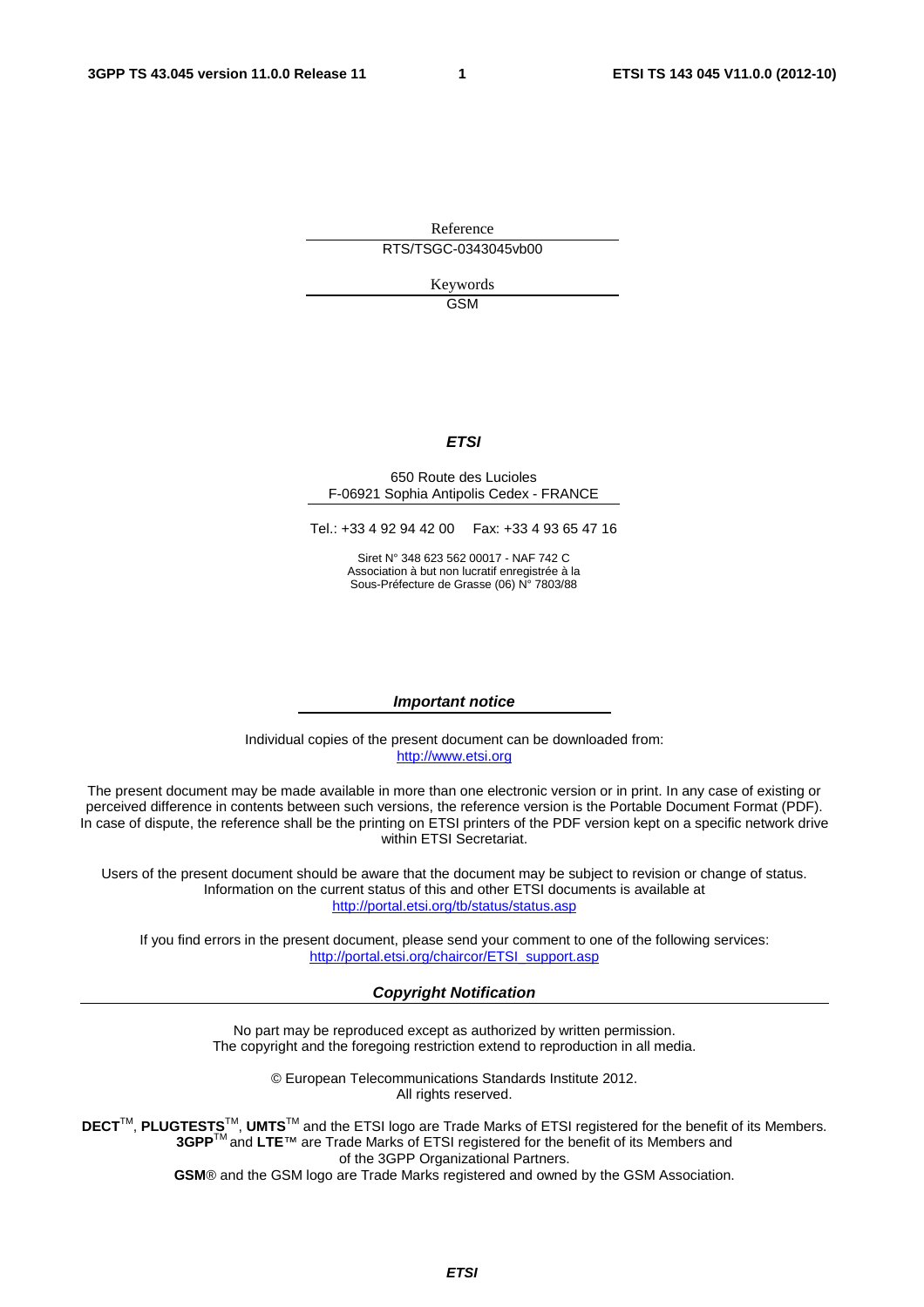Reference

RTS/TSGC-0343045vb00

Keywords

GSM

***ETSI***

650 Route des Lucioles
F-06921 Sophia Antipolis Cedex - FRANCE

Tel.: +33 4 92 94 42 00 Fax: +33 4 93 65 47 16

Siret N° 348 623 562 00017 - NAF 742 C
Association à but non lucratif enregistrée à la
Sous-Préfecture de Grasse (06) N° 7803/88

***Important notice***

Individual copies of the present document can be downloaded from:
http://www.etsi.org

The present document may be made available in more than one electronic version or in print. In any case of existing or perceived difference in contents between such versions, the reference version is the Portable Document Format (PDF). In case of dispute, the reference shall be the printing on ETSI printers of the PDF version kept on a specific network drive within ETSI Secretariat.

Users of the present document should be aware that the document may be subject to revision or change of status. Information on the current status of this and other ETSI documents is available at
http://portal.etsi.org/tb/status/status.asp

If you find errors in the present document, please send your comment to one of the following services:
http://portal.etsi.org/chaircor/ETSI_support.asp

***Copyright Notification***

No part may be reproduced except as authorized by written permission.
The copyright and the foregoing restriction extend to reproduction in all media.

© European Telecommunications Standards Institute 2012.
All rights reserved.

**DECT**™, **PLUGTESTS**™, **UMTS**™ and the ETSI logo are Trade Marks of ETSI registered for the benefit of its Members.
**3GPP**™ and **LTE**™ are Trade Marks of ETSI registered for the benefit of its Members and
of the 3GPP Organizational Partners.
**GSM**® and the GSM logo are Trade Marks registered and owned by the GSM Association.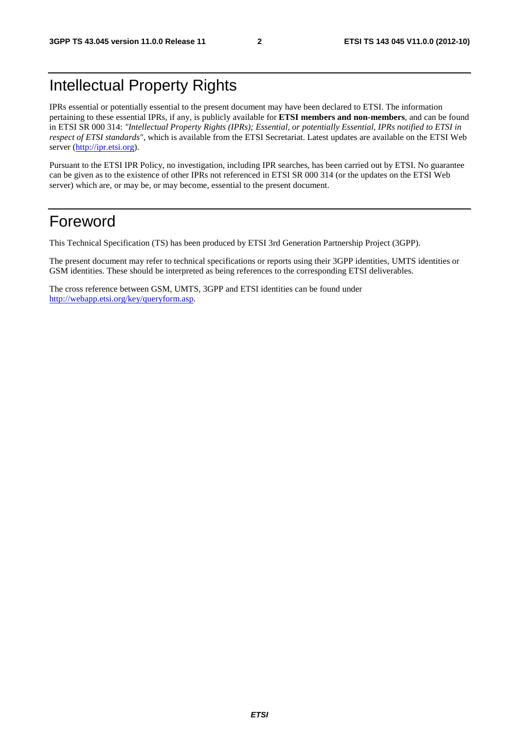# Intellectual Property Rights

IPRs essential or potentially essential to the present document may have been declared to ETSI. The information pertaining to these essential IPRs, if any, is publicly available for **ETSI members and non-members**, and can be found in ETSI SR 000 314: *"Intellectual Property Rights (IPRs); Essential, or potentially Essential, IPRs notified to ETSI in respect of ETSI standards"*, which is available from the ETSI Secretariat. Latest updates are available on the ETSI Web server (http://ipr.etsi.org).

Pursuant to the ETSI IPR Policy, no investigation, including IPR searches, has been carried out by ETSI. No guarantee can be given as to the existence of other IPRs not referenced in ETSI SR 000 314 (or the updates on the ETSI Web server) which are, or may be, or may become, essential to the present document.

# Foreword

This Technical Specification (TS) has been produced by ETSI 3rd Generation Partnership Project (3GPP).

The present document may refer to technical specifications or reports using their 3GPP identities, UMTS identities or GSM identities. These should be interpreted as being references to the corresponding ETSI deliverables.

The cross reference between GSM, UMTS, 3GPP and ETSI identities can be found under http://webapp.etsi.org/key/queryform.asp.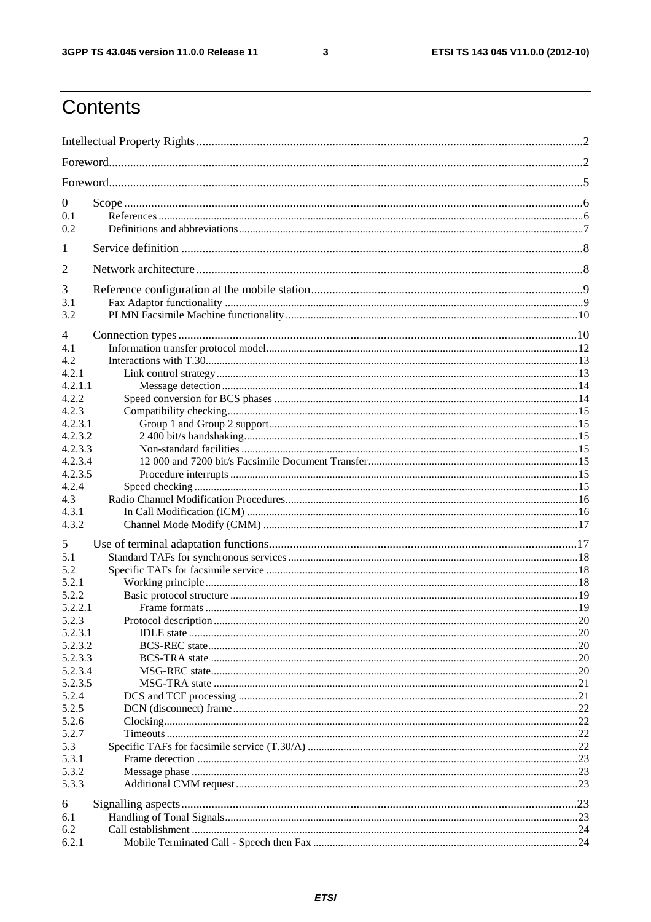# Contents

Intellectual Property Rights ........ 2
Foreword ........ 2
Foreword ........ 5

0 Scope ........ 6
0.1 References ........ 6
0.2 Definitions and abbreviations ........ 7

1 Service definition ........ 8

2 Network architecture ........ 8

3 Reference configuration at the mobile station ........ 9
3.1 Fax Adaptor functionality ........ 9
3.2 PLMN Facsimile Machine functionality ........ 10

4 Connection types ........ 10
4.1 Information transfer protocol model ........ 12
4.2 Interactions with T.30 ........ 13
4.2.1 Link control strategy ........ 13
4.2.1.1 Message detection ........ 14
4.2.2 Speed conversion for BCS phases ........ 14
4.2.3 Compatibility checking ........ 15
4.2.3.1 Group 1 and Group 2 support ........ 15
4.2.3.2 2 400 bit/s handshaking ........ 15
4.2.3.3 Non-standard facilities ........ 15
4.2.3.4 12 000 and 7200 bit/s Facsimile Document Transfer ........ 15
4.2.3.5 Procedure interrupts ........ 15
4.2.4 Speed checking ........ 15
4.3 Radio Channel Modification Procedures ........ 16
4.3.1 In Call Modification (ICM) ........ 16
4.3.2 Channel Mode Modify (CMM) ........ 17

5 Use of terminal adaptation functions ........ 17
5.1 Standard TAFs for synchronous services ........ 18
5.2 Specific TAFs for facsimile service ........ 18
5.2.1 Working principle ........ 18
5.2.2 Basic protocol structure ........ 19
5.2.2.1 Frame formats ........ 19
5.2.3 Protocol description ........ 20
5.2.3.1 IDLE state ........ 20
5.2.3.2 BCS-REC state ........ 20
5.2.3.3 BCS-TRA state ........ 20
5.2.3.4 MSG-REC state ........ 20
5.2.3.5 MSG-TRA state ........ 21
5.2.4 DCS and TCF processing ........ 21
5.2.5 DCN (disconnect) frame ........ 22
5.2.6 Clocking ........ 22
5.2.7 Timeouts ........ 22
5.3 Specific TAFs for facsimile service (T.30/A) ........ 22
5.3.1 Frame detection ........ 23
5.3.2 Message phase ........ 23
5.3.3 Additional CMM request ........ 23

6 Signalling aspects ........ 23
6.1 Handling of Tonal Signals ........ 23
6.2 Call establishment ........ 24
6.2.1 Mobile Terminated Call - Speech then Fax ........ 24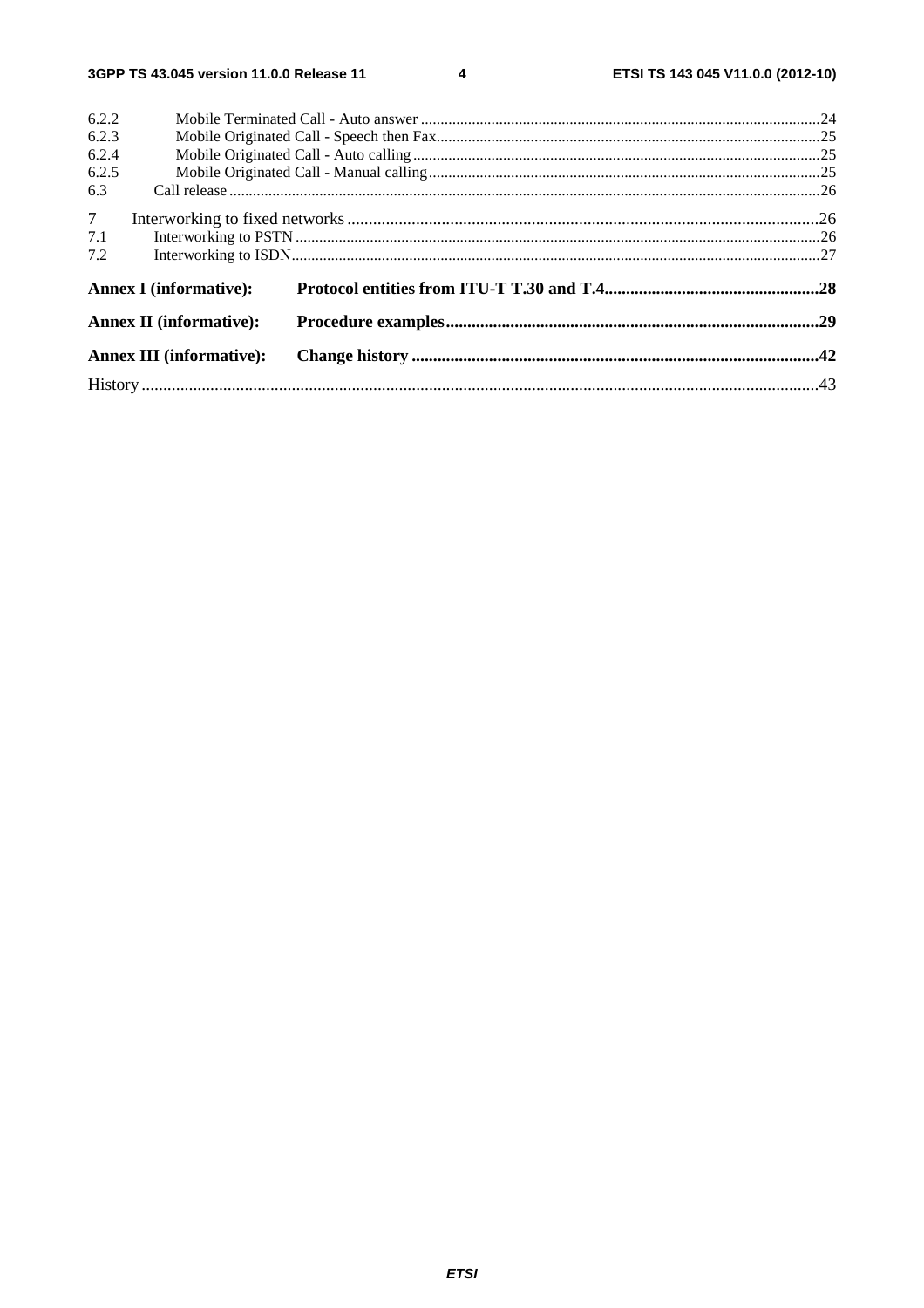6.2.2 Mobile Terminated Call - Auto answer ....................................................................................................24
6.2.3 Mobile Originated Call - Speech then Fax.................................................................................................25
6.2.4 Mobile Originated Call - Auto calling .......................................................................................................25
6.2.5 Mobile Originated Call - Manual calling...................................................................................................25
6.3 Call release ......................................................................................................................................................26
7 Interworking to fixed networks .............................................................................................................26
7.1 Interworking to PSTN .....................................................................................................................................26
7.2 Interworking to ISDN......................................................................................................................................27

**Annex I (informative): Protocol entities from ITU-T T.30 and T.4.................................................28**

**Annex II (informative): Procedure examples......................................................................................29**

**Annex III (informative): Change history .............................................................................................42**

History ..............................................................................................................................................................43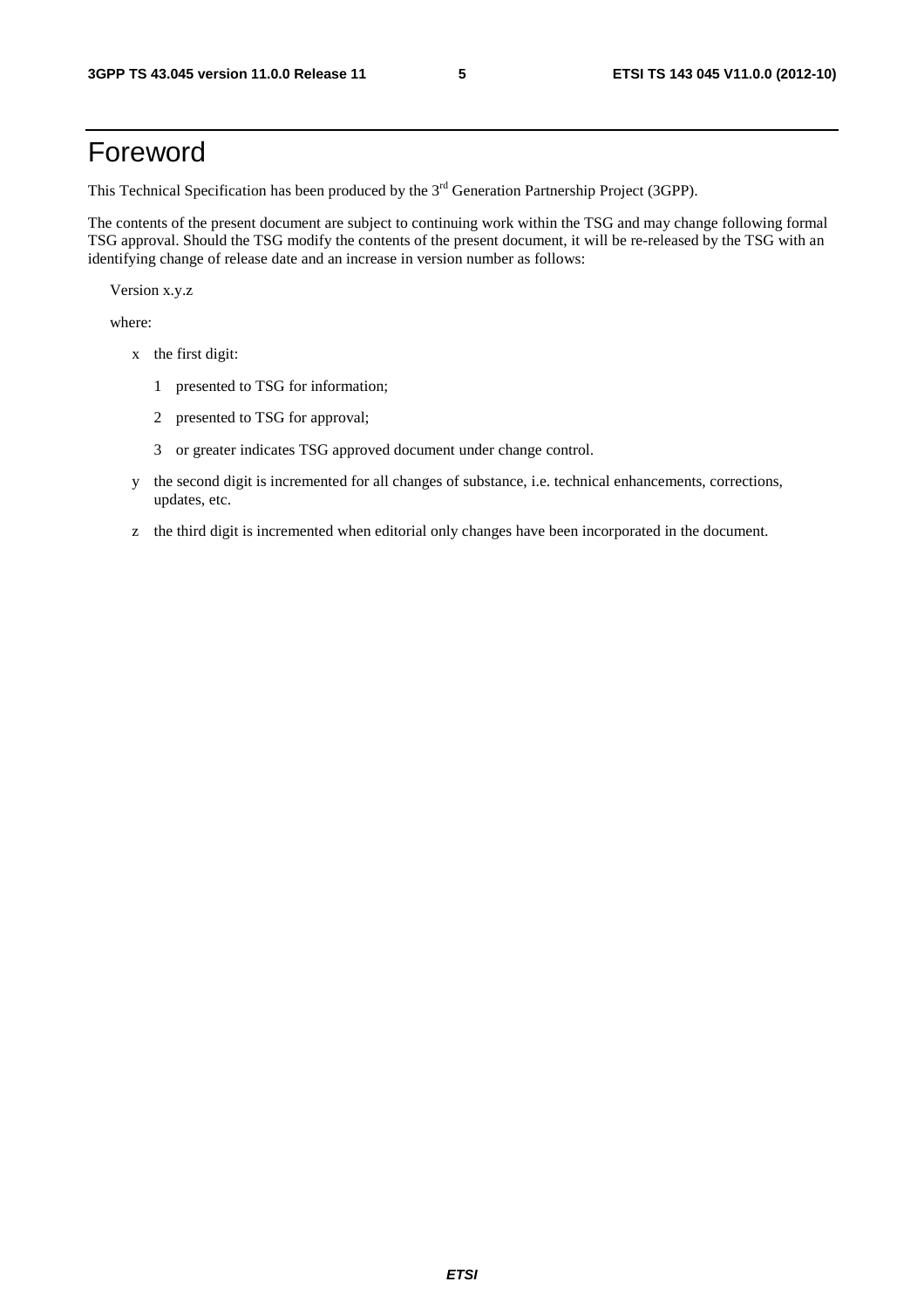# Foreword

This Technical Specification has been produced by the 3rd Generation Partnership Project (3GPP).

The contents of the present document are subject to continuing work within the TSG and may change following formal TSG approval. Should the TSG modify the contents of the present document, it will be re-released by the TSG with an identifying change of release date and an increase in version number as follows:

Version x.y.z

where:

- x the first digit:
  - 1 presented to TSG for information;
  - 2 presented to TSG for approval;
  - 3 or greater indicates TSG approved document under change control.
- y the second digit is incremented for all changes of substance, i.e. technical enhancements, corrections, updates, etc.
- z the third digit is incremented when editorial only changes have been incorporated in the document.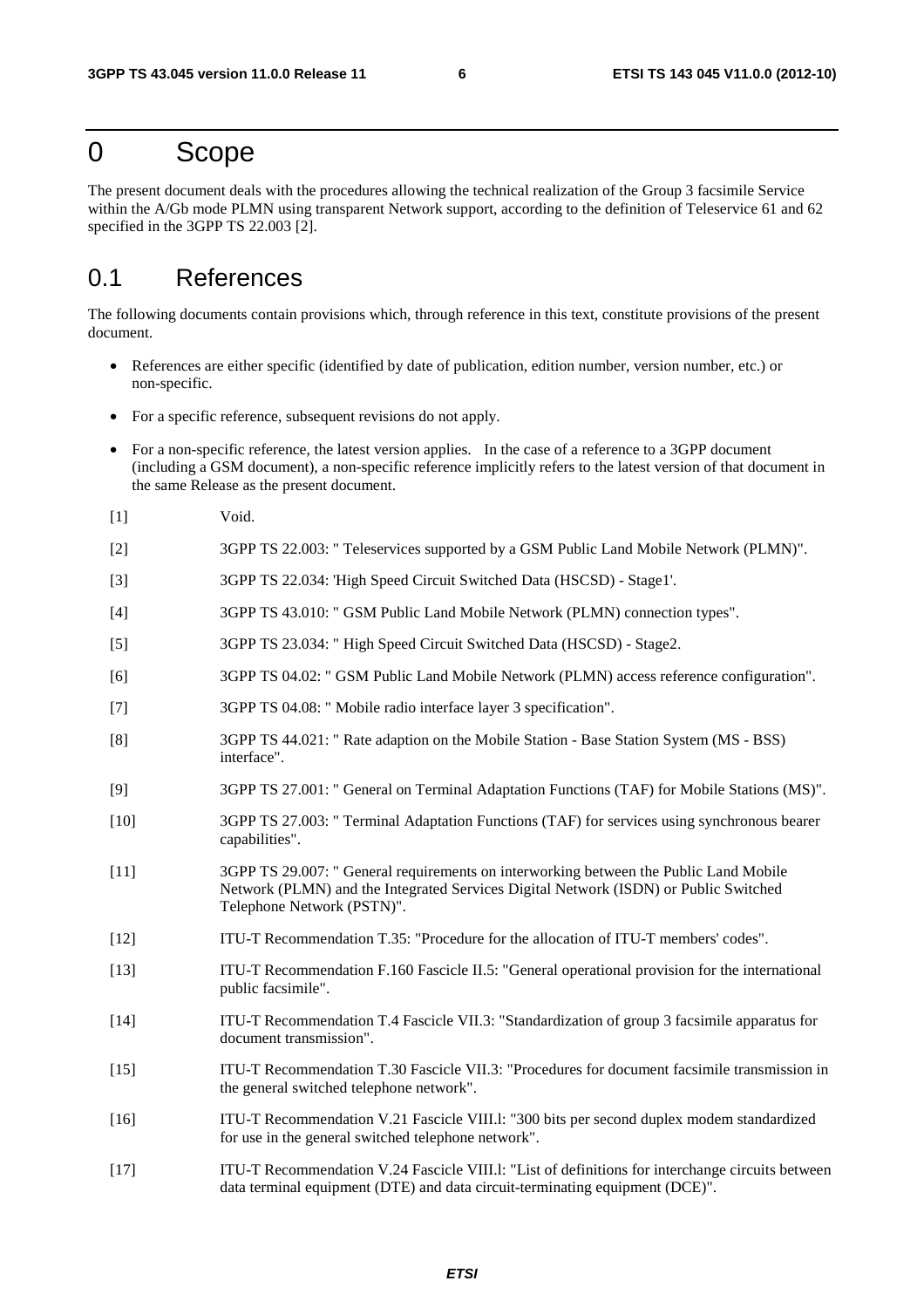# 0 Scope

The present document deals with the procedures allowing the technical realization of the Group 3 facsimile Service within the A/Gb mode PLMN using transparent Network support, according to the definition of Teleservice 61 and 62 specified in the 3GPP TS 22.003 [2].

## 0.1 References

The following documents contain provisions which, through reference in this text, constitute provisions of the present document.

- References are either specific (identified by date of publication, edition number, version number, etc.) or non-specific.
- For a specific reference, subsequent revisions do not apply.
- For a non-specific reference, the latest version applies. In the case of a reference to a 3GPP document (including a GSM document), a non-specific reference implicitly refers to the latest version of that document in the same Release as the present document.

[1] Void.

[2] 3GPP TS 22.003: " Teleservices supported by a GSM Public Land Mobile Network (PLMN)".

[3] 3GPP TS 22.034: 'High Speed Circuit Switched Data (HSCSD) - Stage1'.

[4] 3GPP TS 43.010: " GSM Public Land Mobile Network (PLMN) connection types".

[5] 3GPP TS 23.034: " High Speed Circuit Switched Data (HSCSD) - Stage2.

[6] 3GPP TS 04.02: " GSM Public Land Mobile Network (PLMN) access reference configuration".

[7] 3GPP TS 04.08: " Mobile radio interface layer 3 specification".

[8] 3GPP TS 44.021: " Rate adaption on the Mobile Station - Base Station System (MS - BSS) interface".

[9] 3GPP TS 27.001: " General on Terminal Adaptation Functions (TAF) for Mobile Stations (MS)".

[10] 3GPP TS 27.003: " Terminal Adaptation Functions (TAF) for services using synchronous bearer capabilities".

[11] 3GPP TS 29.007: " General requirements on interworking between the Public Land Mobile Network (PLMN) and the Integrated Services Digital Network (ISDN) or Public Switched Telephone Network (PSTN)".

[12] ITU-T Recommendation T.35: "Procedure for the allocation of ITU-T members' codes".

[13] ITU-T Recommendation F.160 Fascicle II.5: "General operational provision for the international public facsimile".

[14] ITU-T Recommendation T.4 Fascicle VII.3: "Standardization of group 3 facsimile apparatus for document transmission".

[15] ITU-T Recommendation T.30 Fascicle VII.3: "Procedures for document facsimile transmission in the general switched telephone network".

[16] ITU-T Recommendation V.21 Fascicle VIII.l: "300 bits per second duplex modem standardized for use in the general switched telephone network".

[17] ITU-T Recommendation V.24 Fascicle VIII.l: "List of definitions for interchange circuits between data terminal equipment (DTE) and data circuit-terminating equipment (DCE)".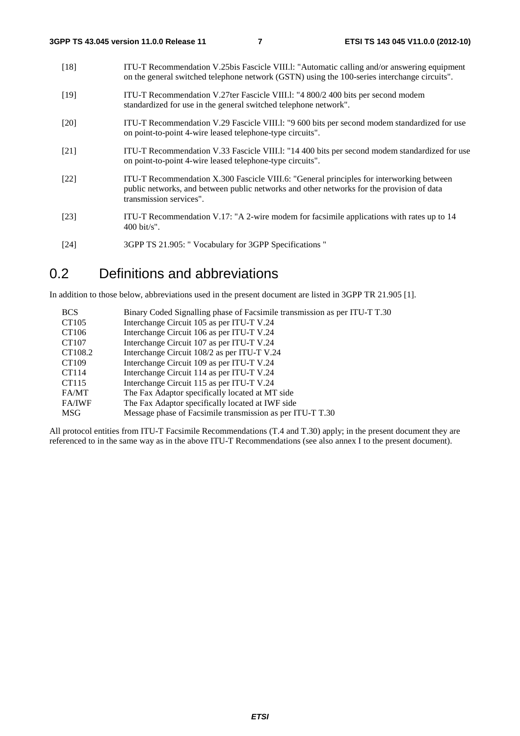[18] ITU-T Recommendation V.25bis Fascicle VIII.l: "Automatic calling and/or answering equipment on the general switched telephone network (GSTN) using the 100-series interchange circuits".

[19] ITU-T Recommendation V.27ter Fascicle VIII.l: "4 800/2 400 bits per second modem standardized for use in the general switched telephone network".

[20] ITU-T Recommendation V.29 Fascicle VIII.l: "9 600 bits per second modem standardized for use on point-to-point 4-wire leased telephone-type circuits".

[21] ITU-T Recommendation V.33 Fascicle VIII.l: "14 400 bits per second modem standardized for use on point-to-point 4-wire leased telephone-type circuits".

[22] ITU-T Recommendation X.300 Fascicle VIII.6: "General principles for interworking between public networks, and between public networks and other networks for the provision of data transmission services".

[23] ITU-T Recommendation V.17: "A 2-wire modem for facsimile applications with rates up to 14 400 bit/s".

[24] 3GPP TS 21.905: " Vocabulary for 3GPP Specifications "

# 0.2 Definitions and abbreviations

In addition to those below, abbreviations used in the present document are listed in 3GPP TR 21.905 [1].

| | |
|---|---|
| BCS | Binary Coded Signalling phase of Facsimile transmission as per ITU-T T.30 |
| CT105 | Interchange Circuit 105 as per ITU-T V.24 |
| CT106 | Interchange Circuit 106 as per ITU-T V.24 |
| CT107 | Interchange Circuit 107 as per ITU-T V.24 |
| CT108.2 | Interchange Circuit 108/2 as per ITU-T V.24 |
| CT109 | Interchange Circuit 109 as per ITU-T V.24 |
| CT114 | Interchange Circuit 114 as per ITU-T V.24 |
| CT115 | Interchange Circuit 115 as per ITU-T V.24 |
| FA/MT | The Fax Adaptor specifically located at MT side |
| FA/IWF | The Fax Adaptor specifically located at IWF side |
| MSG | Message phase of Facsimile transmission as per ITU-T T.30 |

All protocol entities from ITU-T Facsimile Recommendations (T.4 and T.30) apply; in the present document they are referenced to in the same way as in the above ITU-T Recommendations (see also annex I to the present document).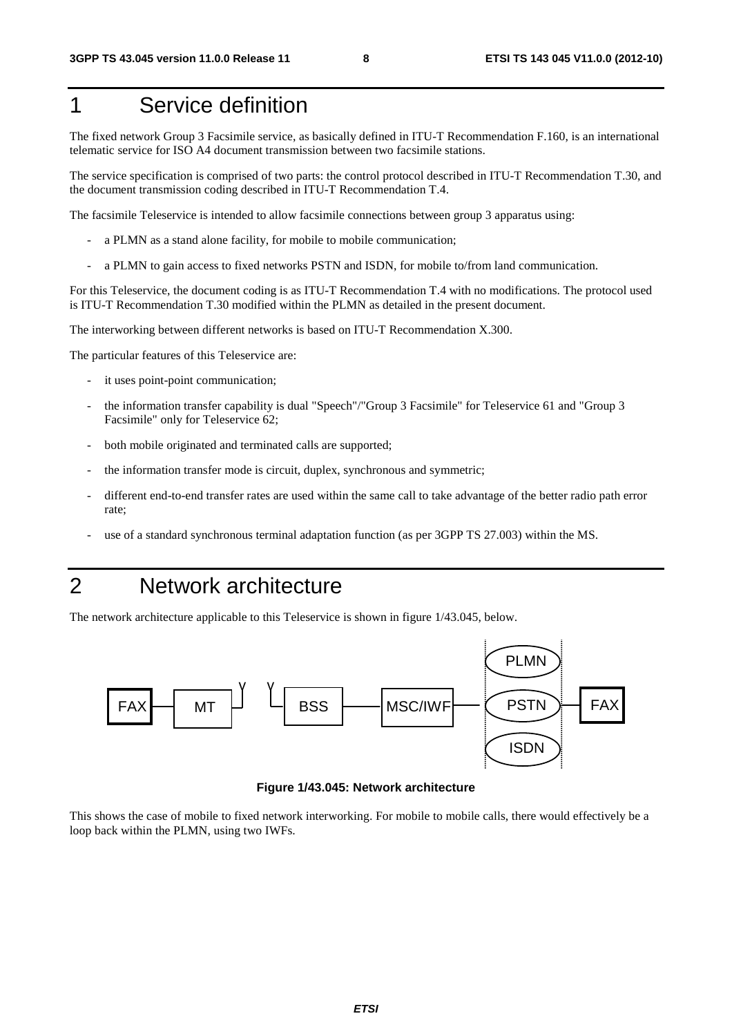# 1 Service definition

The fixed network Group 3 Facsimile service, as basically defined in ITU-T Recommendation F.160, is an international telematic service for ISO A4 document transmission between two facsimile stations.

The service specification is comprised of two parts: the control protocol described in ITU-T Recommendation T.30, and the document transmission coding described in ITU-T Recommendation T.4.

The facsimile Teleservice is intended to allow facsimile connections between group 3 apparatus using:

- a PLMN as a stand alone facility, for mobile to mobile communication;
- a PLMN to gain access to fixed networks PSTN and ISDN, for mobile to/from land communication.

For this Teleservice, the document coding is as ITU-T Recommendation T.4 with no modifications. The protocol used is ITU-T Recommendation T.30 modified within the PLMN as detailed in the present document.

The interworking between different networks is based on ITU-T Recommendation X.300.

The particular features of this Teleservice are:

- it uses point-point communication;
- the information transfer capability is dual "Speech"/"Group 3 Facsimile" for Teleservice 61 and "Group 3 Facsimile" only for Teleservice 62;
- both mobile originated and terminated calls are supported;
- the information transfer mode is circuit, duplex, synchronous and symmetric;
- different end-to-end transfer rates are used within the same call to take advantage of the better radio path error rate;
- use of a standard synchronous terminal adaptation function (as per 3GPP TS 27.003) within the MS.

# 2 Network architecture

The network architecture applicable to this Teleservice is shown in figure 1/43.045, below.

FAX — MT — BSS — MSC/IWF — PLMN / PSTN / ISDN — FAX

**Figure 1/43.045: Network architecture**

This shows the case of mobile to fixed network interworking. For mobile to mobile calls, there would effectively be a loop back within the PLMN, using two IWFs.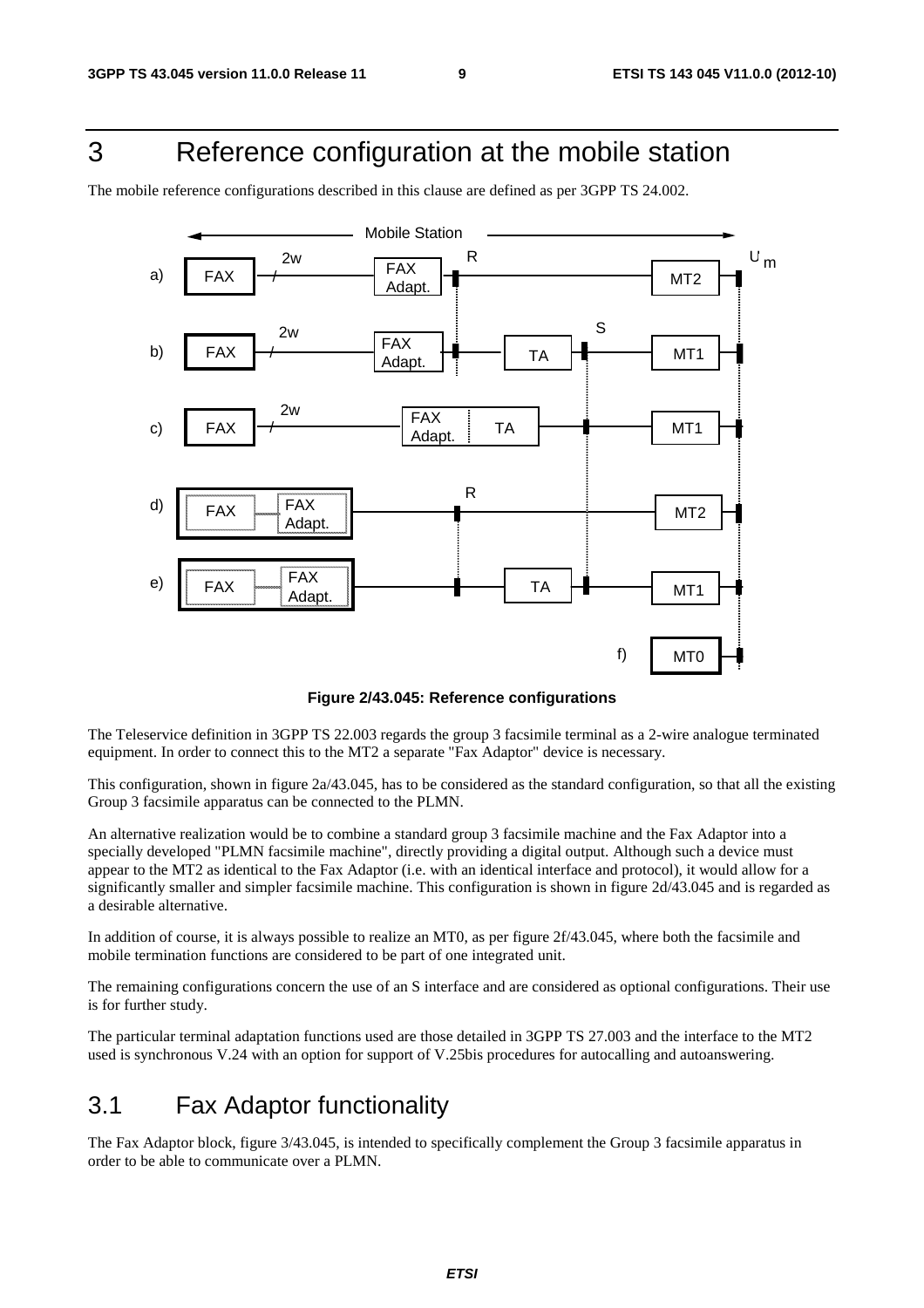# 3 Reference configuration at the mobile station

The mobile reference configurations described in this clause are defined as per 3GPP TS 24.002.

**Figure 2/43.045: Reference configurations**

The Teleservice definition in 3GPP TS 22.003 regards the group 3 facsimile terminal as a 2-wire analogue terminated equipment. In order to connect this to the MT2 a separate "Fax Adaptor" device is necessary.

This configuration, shown in figure 2a/43.045, has to be considered as the standard configuration, so that all the existing Group 3 facsimile apparatus can be connected to the PLMN.

An alternative realization would be to combine a standard group 3 facsimile machine and the Fax Adaptor into a specially developed "PLMN facsimile machine", directly providing a digital output. Although such a device must appear to the MT2 as identical to the Fax Adaptor (i.e. with an identical interface and protocol), it would allow for a significantly smaller and simpler facsimile machine. This configuration is shown in figure 2d/43.045 and is regarded as a desirable alternative.

In addition of course, it is always possible to realize an MT0, as per figure 2f/43.045, where both the facsimile and mobile termination functions are considered to be part of one integrated unit.

The remaining configurations concern the use of an S interface and are considered as optional configurations. Their use is for further study.

The particular terminal adaptation functions used are those detailed in 3GPP TS 27.003 and the interface to the MT2 used is synchronous V.24 with an option for support of V.25bis procedures for autocalling and autoanswering.

## 3.1 Fax Adaptor functionality

The Fax Adaptor block, figure 3/43.045, is intended to specifically complement the Group 3 facsimile apparatus in order to be able to communicate over a PLMN.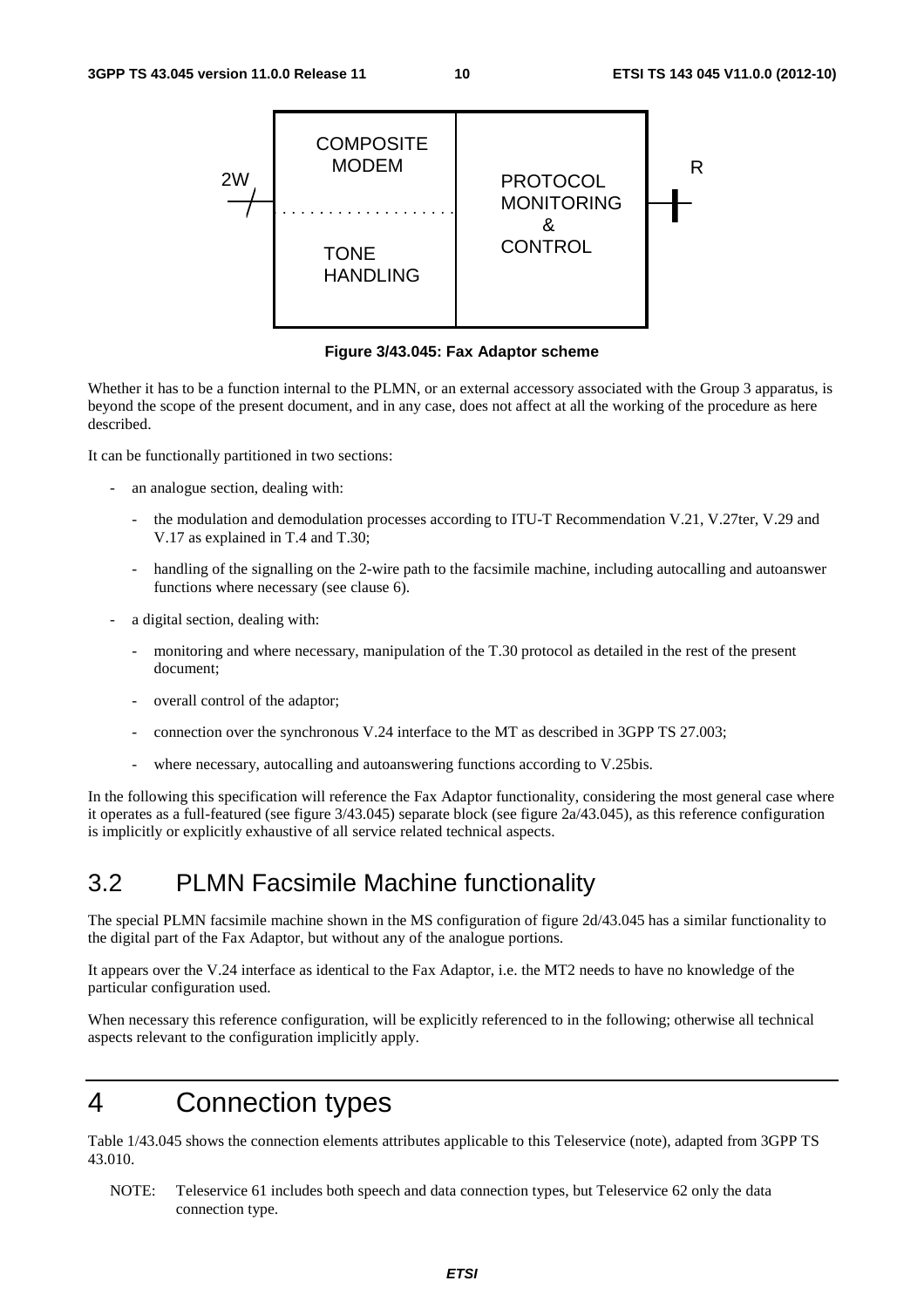**Figure 3/43.045: Fax Adaptor scheme**

Whether it has to be a function internal to the PLMN, or an external accessory associated with the Group 3 apparatus, is beyond the scope of the present document, and in any case, does not affect at all the working of the procedure as here described.

It can be functionally partitioned in two sections:

- an analogue section, dealing with:
  - the modulation and demodulation processes according to ITU-T Recommendation V.21, V.27ter, V.29 and V.17 as explained in T.4 and T.30;
  - handling of the signalling on the 2-wire path to the facsimile machine, including autocalling and autoanswer functions where necessary (see clause 6).
- a digital section, dealing with:
  - monitoring and where necessary, manipulation of the T.30 protocol as detailed in the rest of the present document;
  - overall control of the adaptor;
  - connection over the synchronous V.24 interface to the MT as described in 3GPP TS 27.003;
  - where necessary, autocalling and autoanswering functions according to V.25bis.

In the following this specification will reference the Fax Adaptor functionality, considering the most general case where it operates as a full-featured (see figure 3/43.045) separate block (see figure 2a/43.045), as this reference configuration is implicitly or explicitly exhaustive of all service related technical aspects.

## 3.2 PLMN Facsimile Machine functionality

The special PLMN facsimile machine shown in the MS configuration of figure 2d/43.045 has a similar functionality to the digital part of the Fax Adaptor, but without any of the analogue portions.

It appears over the V.24 interface as identical to the Fax Adaptor, i.e. the MT2 needs to have no knowledge of the particular configuration used.

When necessary this reference configuration, will be explicitly referenced to in the following; otherwise all technical aspects relevant to the configuration implicitly apply.

# 4 Connection types

Table 1/43.045 shows the connection elements attributes applicable to this Teleservice (note), adapted from 3GPP TS 43.010.

NOTE: Teleservice 61 includes both speech and data connection types, but Teleservice 62 only the data connection type.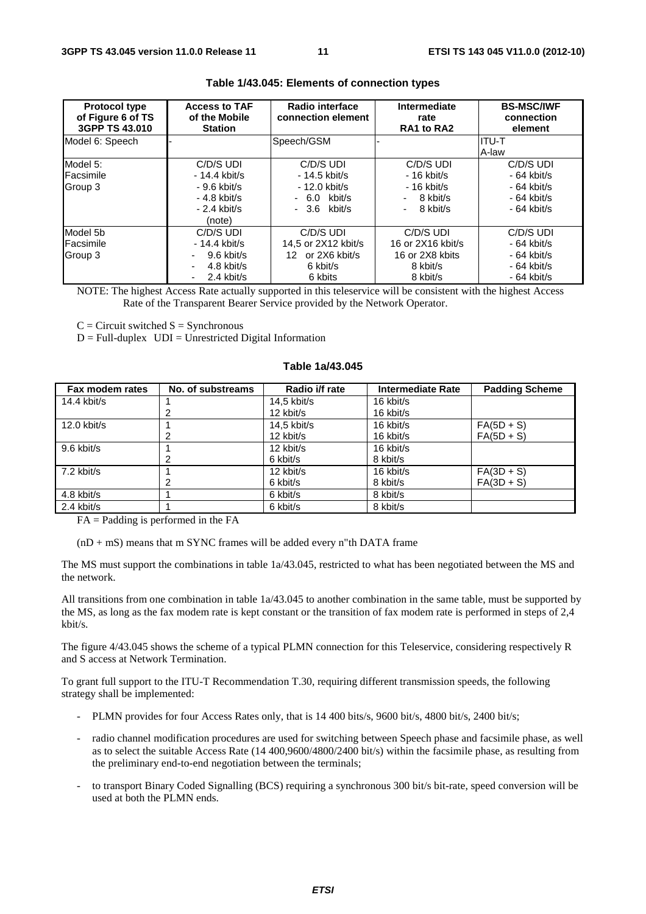**Table 1/43.045: Elements of connection types**

| Protocol type of Figure 6 of TS 3GPP TS 43.010 | Access to TAF of the Mobile Station | Radio interface connection element | Intermediate rate RA1 to RA2 | BS-MSC/IWF connection element |
|---|---|---|---|---|
| Model 6: Speech | - | Speech/GSM | - | ITU-T A-law |
| Model 5: Facsimile Group 3 | C/D/S UDI<br>- 14.4 kbit/s<br>- 9.6 kbit/s<br>- 4.8 kbit/s<br>- 2.4 kbit/s<br>(note) | C/D/S UDI<br>- 14.5 kbit/s<br>- 12.0 kbit/s<br>- 6.0 kbit/s<br>- 3.6 kbit/s | C/D/S UDI<br>- 16 kbit/s<br>- 16 kbit/s<br>- 8 kbit/s<br>- 8 kbit/s | C/D/S UDI<br>- 64 kbit/s<br>- 64 kbit/s<br>- 64 kbit/s<br>- 64 kbit/s |
| Model 5b Facsimile Group 3 | C/D/S UDI<br>- 14.4 kbit/s<br>- 9.6 kbit/s<br>- 4.8 kbit/s<br>- 2.4 kbit/s | C/D/S UDI<br>14,5 or 2X12 kbit/s<br>12 or 2X6 kbit/s<br>6 kbit/s<br>6 kbits | C/D/S UDI<br>16 or 2X16 kbit/s<br>16 or 2X8 kbits<br>8 kbit/s<br>8 kbit/s | C/D/S UDI<br>- 64 kbit/s<br>- 64 kbit/s<br>- 64 kbit/s<br>- 64 kbit/s |

NOTE: The highest Access Rate actually supported in this teleservice will be consistent with the highest Access Rate of the Transparent Bearer Service provided by the Network Operator.

C = Circuit switched S = Synchronous

D = Full-duplex UDI = Unrestricted Digital Information

**Table 1a/43.045**

| Fax modem rates | No. of substreams | Radio i/f rate | Intermediate Rate | Padding Scheme |
|---|---|---|---|---|
| 14.4 kbit/s | 1 | 14,5 kbit/s | 16 kbit/s | |
| | 2 | 12 kbit/s | 16 kbit/s | |
| 12.0 kbit/s | 1 | 14,5 kbit/s | 16 kbit/s | FA(5D + S) |
| | 2 | 12 kbit/s | 16 kbit/s | FA(5D + S) |
| 9.6 kbit/s | 1 | 12 kbit/s | 16 kbit/s | |
| | 2 | 6 kbit/s | 8 kbit/s | |
| 7.2 kbit/s | 1 | 12 kbit/s | 16 kbit/s | FA(3D + S) |
| | 2 | 6 kbit/s | 8 kbit/s | FA(3D + S) |
| 4.8 kbit/s | 1 | 6 kbit/s | 8 kbit/s | |
| 2.4 kbit/s | 1 | 6 kbit/s | 8 kbit/s | |

FA = Padding is performed in the FA

(nD + mS) means that m SYNC frames will be added every n"th DATA frame

The MS must support the combinations in table 1a/43.045, restricted to what has been negotiated between the MS and the network.

All transitions from one combination in table 1a/43.045 to another combination in the same table, must be supported by the MS, as long as the fax modem rate is kept constant or the transition of fax modem rate is performed in steps of 2,4 kbit/s.

The figure 4/43.045 shows the scheme of a typical PLMN connection for this Teleservice, considering respectively R and S access at Network Termination.

To grant full support to the ITU-T Recommendation T.30, requiring different transmission speeds, the following strategy shall be implemented:

- PLMN provides for four Access Rates only, that is 14 400 bits/s, 9600 bit/s, 4800 bit/s, 2400 bit/s;
- radio channel modification procedures are used for switching between Speech phase and facsimile phase, as well as to select the suitable Access Rate (14 400,9600/4800/2400 bit/s) within the facsimile phase, as resulting from the preliminary end-to-end negotiation between the terminals;
- to transport Binary Coded Signalling (BCS) requiring a synchronous 300 bit/s bit-rate, speed conversion will be used at both the PLMN ends.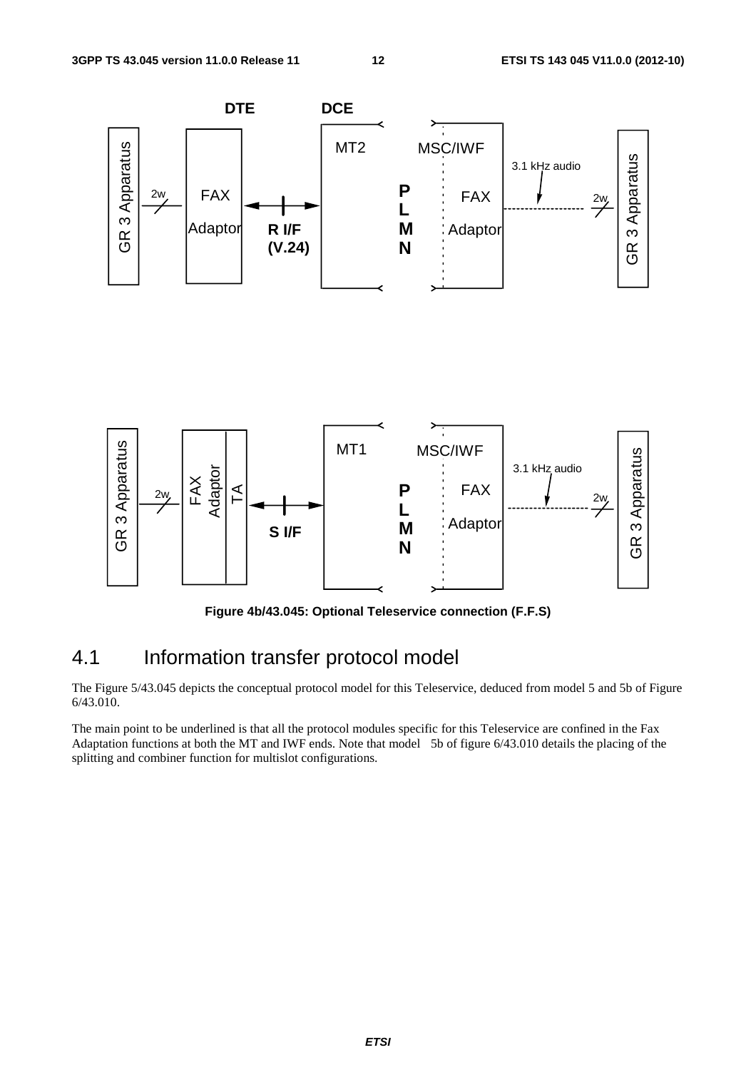Figure 4b/43.045: Optional Teleservice connection (F.F.S)

## 4.1 Information transfer protocol model

The Figure 5/43.045 depicts the conceptual protocol model for this Teleservice, deduced from model 5 and 5b of Figure 6/43.010.

The main point to be underlined is that all the protocol modules specific for this Teleservice are confined in the Fax Adaptation functions at both the MT and IWF ends. Note that model 5b of figure 6/43.010 details the placing of the splitting and combiner function for multislot configurations.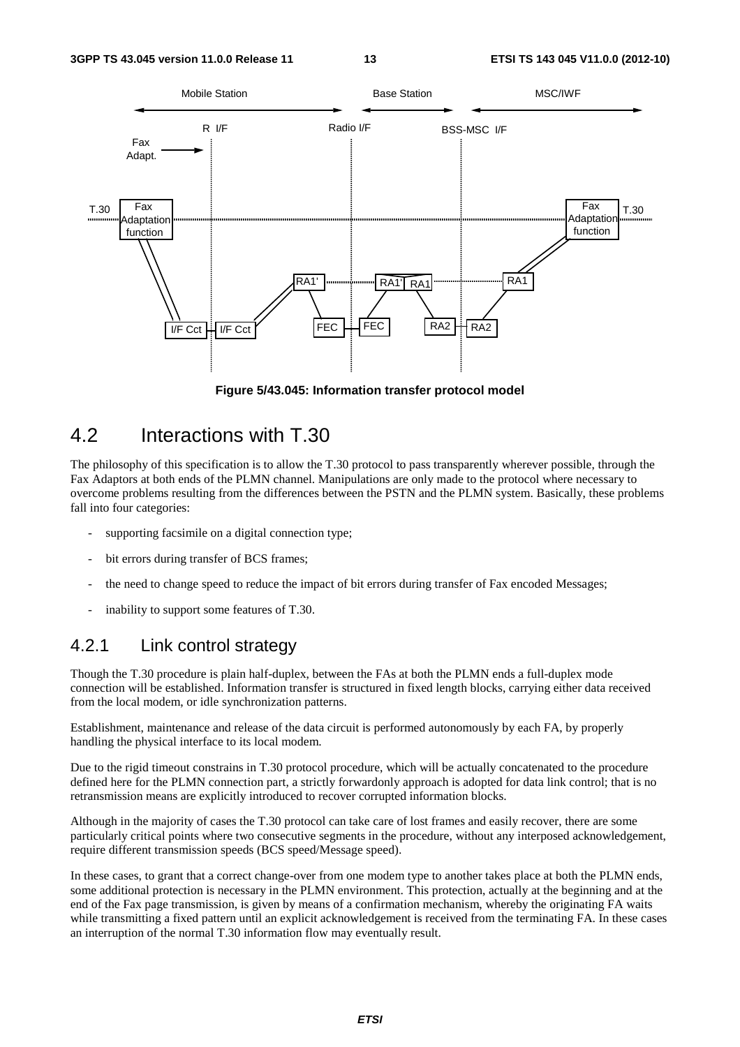Figure 5/43.045: Information transfer protocol model

## 4.2 Interactions with T.30

The philosophy of this specification is to allow the T.30 protocol to pass transparently wherever possible, through the Fax Adaptors at both ends of the PLMN channel. Manipulations are only made to the protocol where necessary to overcome problems resulting from the differences between the PSTN and the PLMN system. Basically, these problems fall into four categories:

- supporting facsimile on a digital connection type;
- bit errors during transfer of BCS frames;
- the need to change speed to reduce the impact of bit errors during transfer of Fax encoded Messages;
- inability to support some features of T.30.

### 4.2.1 Link control strategy

Though the T.30 procedure is plain half-duplex, between the FAs at both the PLMN ends a full-duplex mode connection will be established. Information transfer is structured in fixed length blocks, carrying either data received from the local modem, or idle synchronization patterns.

Establishment, maintenance and release of the data circuit is performed autonomously by each FA, by properly handling the physical interface to its local modem.

Due to the rigid timeout constrains in T.30 protocol procedure, which will be actually concatenated to the procedure defined here for the PLMN connection part, a strictly forwardonly approach is adopted for data link control; that is no retransmission means are explicitly introduced to recover corrupted information blocks.

Although in the majority of cases the T.30 protocol can take care of lost frames and easily recover, there are some particularly critical points where two consecutive segments in the procedure, without any interposed acknowledgement, require different transmission speeds (BCS speed/Message speed).

In these cases, to grant that a correct change-over from one modem type to another takes place at both the PLMN ends, some additional protection is necessary in the PLMN environment. This protection, actually at the beginning and at the end of the Fax page transmission, is given by means of a confirmation mechanism, whereby the originating FA waits while transmitting a fixed pattern until an explicit acknowledgement is received from the terminating FA. In these cases an interruption of the normal T.30 information flow may eventually result.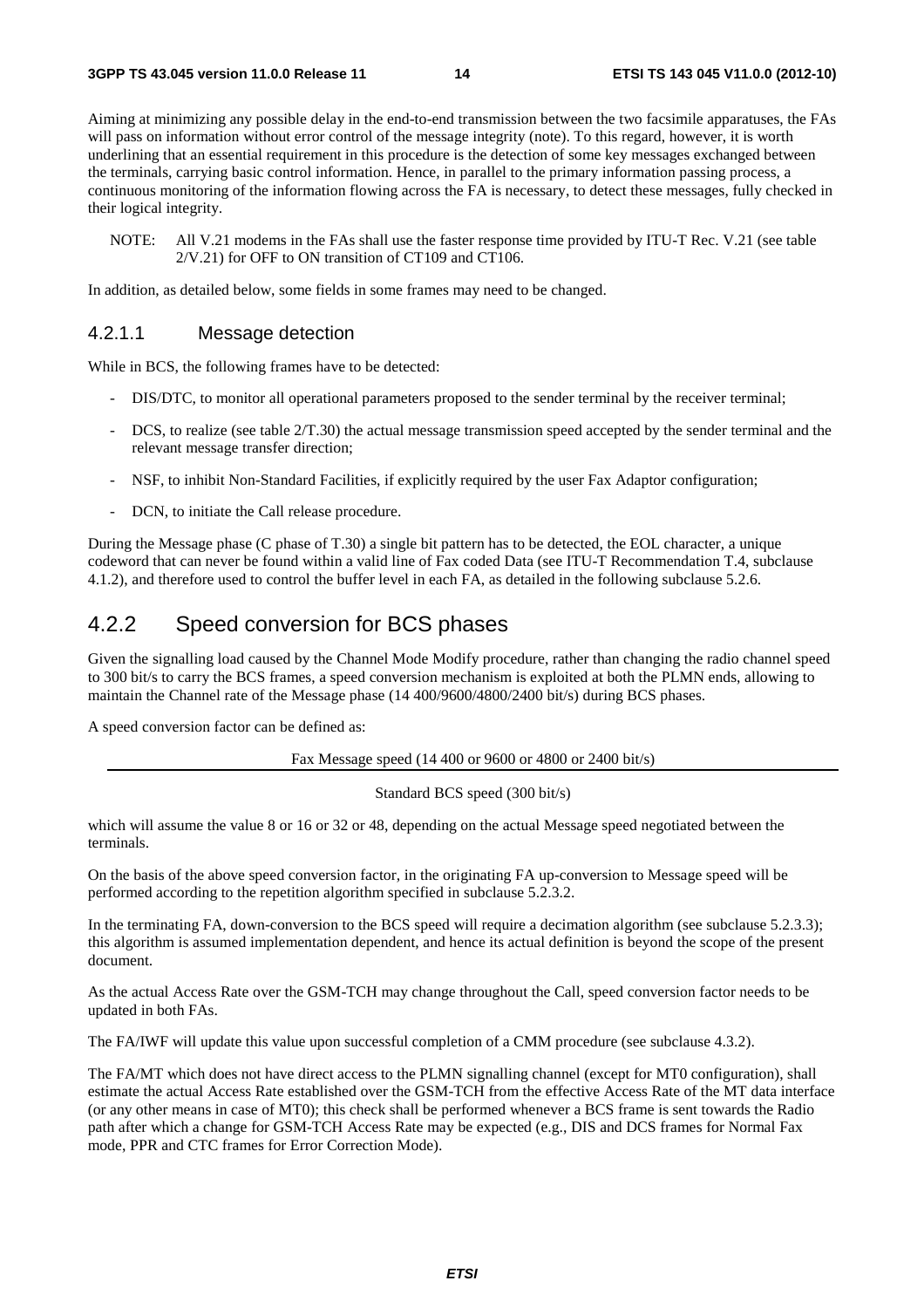Aiming at minimizing any possible delay in the end-to-end transmission between the two facsimile apparatuses, the FAs will pass on information without error control of the message integrity (note). To this regard, however, it is worth underlining that an essential requirement in this procedure is the detection of some key messages exchanged between the terminals, carrying basic control information. Hence, in parallel to the primary information passing process, a continuous monitoring of the information flowing across the FA is necessary, to detect these messages, fully checked in their logical integrity.

NOTE: All V.21 modems in the FAs shall use the faster response time provided by ITU-T Rec. V.21 (see table 2/V.21) for OFF to ON transition of CT109 and CT106.

In addition, as detailed below, some fields in some frames may need to be changed.

#### 4.2.1.1 Message detection

While in BCS, the following frames have to be detected:

- DIS/DTC, to monitor all operational parameters proposed to the sender terminal by the receiver terminal;
- DCS, to realize (see table 2/T.30) the actual message transmission speed accepted by the sender terminal and the relevant message transfer direction;
- NSF, to inhibit Non-Standard Facilities, if explicitly required by the user Fax Adaptor configuration;
- DCN, to initiate the Call release procedure.

During the Message phase (C phase of T.30) a single bit pattern has to be detected, the EOL character, a unique codeword that can never be found within a valid line of Fax coded Data (see ITU-T Recommendation T.4, subclause 4.1.2), and therefore used to control the buffer level in each FA, as detailed in the following subclause 5.2.6.

### 4.2.2 Speed conversion for BCS phases

Given the signalling load caused by the Channel Mode Modify procedure, rather than changing the radio channel speed to 300 bit/s to carry the BCS frames, a speed conversion mechanism is exploited at both the PLMN ends, allowing to maintain the Channel rate of the Message phase (14 400/9600/4800/2400 bit/s) during BCS phases.

A speed conversion factor can be defined as:

$$\frac{\text{Fax Message speed (14 400 or 9600 or 4800 or 2400 bit/s)}}{\text{Standard BCS speed (300 bit/s)}}$$

which will assume the value 8 or 16 or 32 or 48, depending on the actual Message speed negotiated between the terminals.

On the basis of the above speed conversion factor, in the originating FA up-conversion to Message speed will be performed according to the repetition algorithm specified in subclause 5.2.3.2.

In the terminating FA, down-conversion to the BCS speed will require a decimation algorithm (see subclause 5.2.3.3); this algorithm is assumed implementation dependent, and hence its actual definition is beyond the scope of the present document.

As the actual Access Rate over the GSM-TCH may change throughout the Call, speed conversion factor needs to be updated in both FAs.

The FA/IWF will update this value upon successful completion of a CMM procedure (see subclause 4.3.2).

The FA/MT which does not have direct access to the PLMN signalling channel (except for MT0 configuration), shall estimate the actual Access Rate established over the GSM-TCH from the effective Access Rate of the MT data interface (or any other means in case of MT0); this check shall be performed whenever a BCS frame is sent towards the Radio path after which a change for GSM-TCH Access Rate may be expected (e.g., DIS and DCS frames for Normal Fax mode, PPR and CTC frames for Error Correction Mode).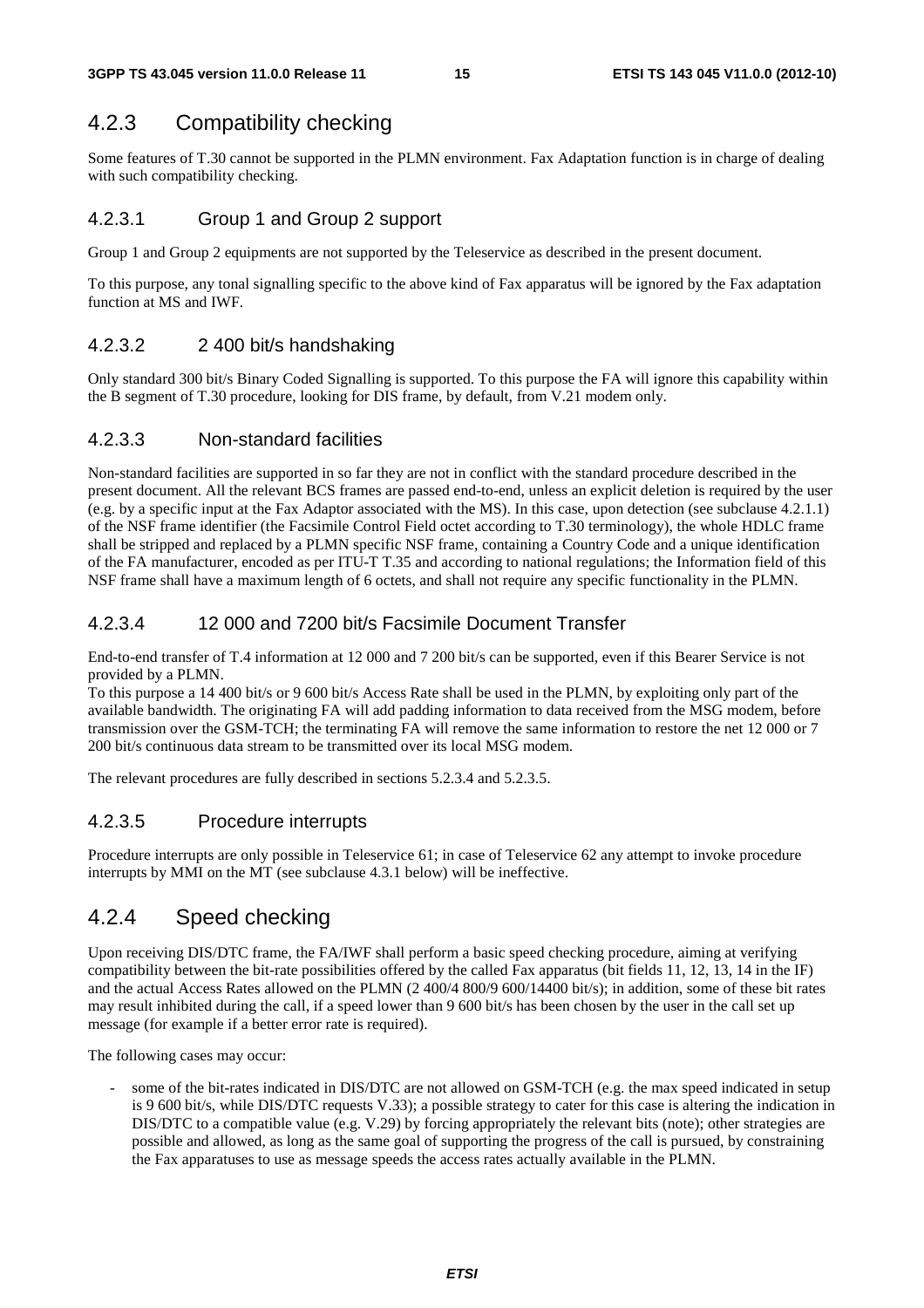## 4.2.3 Compatibility checking

Some features of T.30 cannot be supported in the PLMN environment. Fax Adaptation function is in charge of dealing with such compatibility checking.

### 4.2.3.1 Group 1 and Group 2 support

Group 1 and Group 2 equipments are not supported by the Teleservice as described in the present document.

To this purpose, any tonal signalling specific to the above kind of Fax apparatus will be ignored by the Fax adaptation function at MS and IWF.

### 4.2.3.2 2 400 bit/s handshaking

Only standard 300 bit/s Binary Coded Signalling is supported. To this purpose the FA will ignore this capability within the B segment of T.30 procedure, looking for DIS frame, by default, from V.21 modem only.

### 4.2.3.3 Non-standard facilities

Non-standard facilities are supported in so far they are not in conflict with the standard procedure described in the present document. All the relevant BCS frames are passed end-to-end, unless an explicit deletion is required by the user (e.g. by a specific input at the Fax Adaptor associated with the MS). In this case, upon detection (see subclause 4.2.1.1) of the NSF frame identifier (the Facsimile Control Field octet according to T.30 terminology), the whole HDLC frame shall be stripped and replaced by a PLMN specific NSF frame, containing a Country Code and a unique identification of the FA manufacturer, encoded as per ITU-T T.35 and according to national regulations; the Information field of this NSF frame shall have a maximum length of 6 octets, and shall not require any specific functionality in the PLMN.

### 4.2.3.4 12 000 and 7200 bit/s Facsimile Document Transfer

End-to-end transfer of T.4 information at 12 000 and 7 200 bit/s can be supported, even if this Bearer Service is not provided by a PLMN.
To this purpose a 14 400 bit/s or 9 600 bit/s Access Rate shall be used in the PLMN, by exploiting only part of the available bandwidth. The originating FA will add padding information to data received from the MSG modem, before transmission over the GSM-TCH; the terminating FA will remove the same information to restore the net 12 000 or 7 200 bit/s continuous data stream to be transmitted over its local MSG modem.

The relevant procedures are fully described in sections 5.2.3.4 and 5.2.3.5.

### 4.2.3.5 Procedure interrupts

Procedure interrupts are only possible in Teleservice 61; in case of Teleservice 62 any attempt to invoke procedure interrupts by MMI on the MT (see subclause 4.3.1 below) will be ineffective.

## 4.2.4 Speed checking

Upon receiving DIS/DTC frame, the FA/IWF shall perform a basic speed checking procedure, aiming at verifying compatibility between the bit-rate possibilities offered by the called Fax apparatus (bit fields 11, 12, 13, 14 in the IF) and the actual Access Rates allowed on the PLMN (2 400/4 800/9 600/14400 bit/s); in addition, some of these bit rates may result inhibited during the call, if a speed lower than 9 600 bit/s has been chosen by the user in the call set up message (for example if a better error rate is required).

The following cases may occur:

- some of the bit-rates indicated in DIS/DTC are not allowed on GSM-TCH (e.g. the max speed indicated in setup is 9 600 bit/s, while DIS/DTC requests V.33); a possible strategy to cater for this case is altering the indication in DIS/DTC to a compatible value (e.g. V.29) by forcing appropriately the relevant bits (note); other strategies are possible and allowed, as long as the same goal of supporting the progress of the call is pursued, by constraining the Fax apparatuses to use as message speeds the access rates actually available in the PLMN.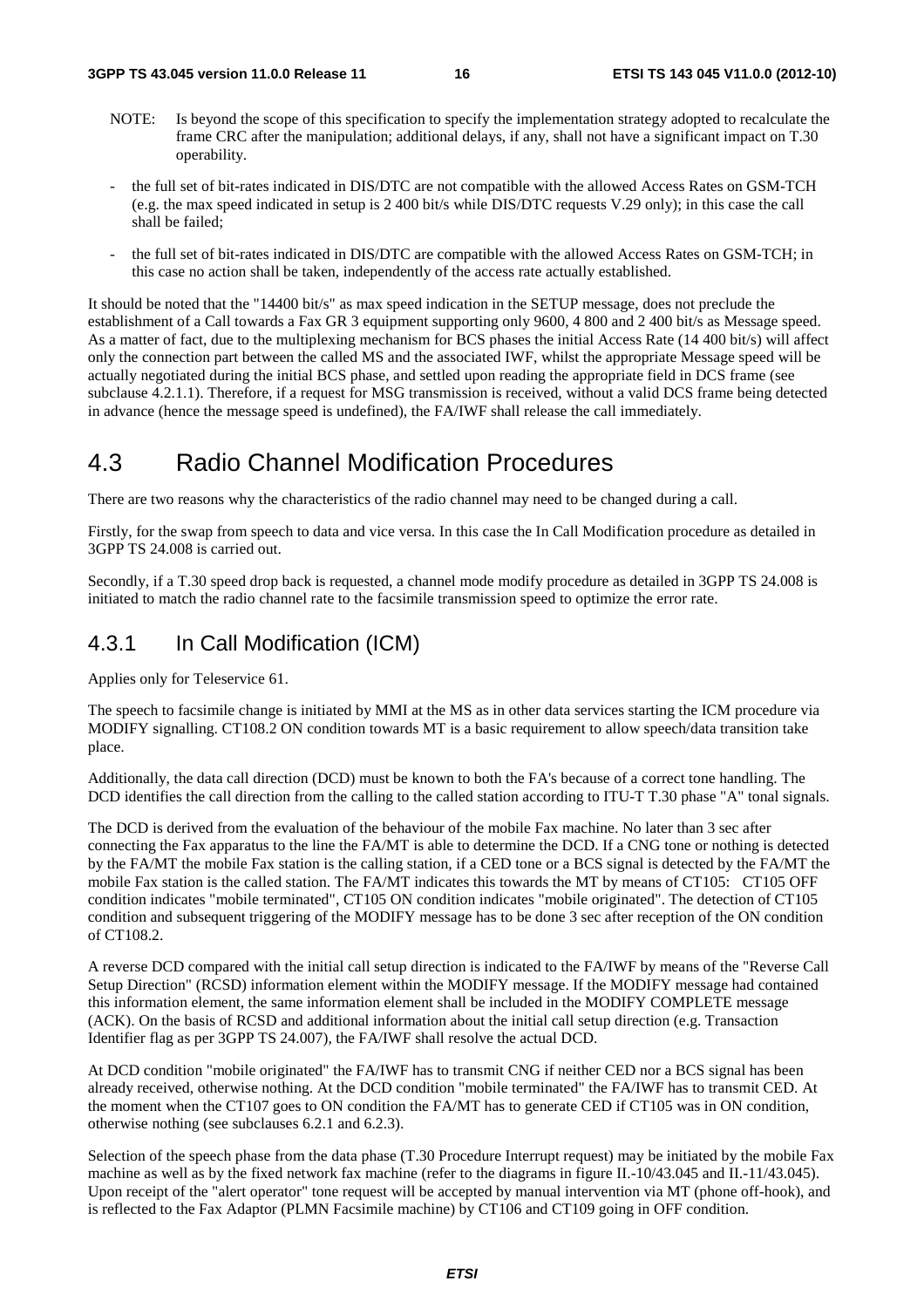NOTE: Is beyond the scope of this specification to specify the implementation strategy adopted to recalculate the frame CRC after the manipulation; additional delays, if any, shall not have a significant impact on T.30 operability.

- the full set of bit-rates indicated in DIS/DTC are not compatible with the allowed Access Rates on GSM-TCH (e.g. the max speed indicated in setup is 2 400 bit/s while DIS/DTC requests V.29 only); in this case the call shall be failed;
- the full set of bit-rates indicated in DIS/DTC are compatible with the allowed Access Rates on GSM-TCH; in this case no action shall be taken, independently of the access rate actually established.

It should be noted that the "14400 bit/s" as max speed indication in the SETUP message, does not preclude the establishment of a Call towards a Fax GR 3 equipment supporting only 9600, 4 800 and 2 400 bit/s as Message speed. As a matter of fact, due to the multiplexing mechanism for BCS phases the initial Access Rate (14 400 bit/s) will affect only the connection part between the called MS and the associated IWF, whilst the appropriate Message speed will be actually negotiated during the initial BCS phase, and settled upon reading the appropriate field in DCS frame (see subclause 4.2.1.1). Therefore, if a request for MSG transmission is received, without a valid DCS frame being detected in advance (hence the message speed is undefined), the FA/IWF shall release the call immediately.

## 4.3 Radio Channel Modification Procedures

There are two reasons why the characteristics of the radio channel may need to be changed during a call.

Firstly, for the swap from speech to data and vice versa. In this case the In Call Modification procedure as detailed in 3GPP TS 24.008 is carried out.

Secondly, if a T.30 speed drop back is requested, a channel mode modify procedure as detailed in 3GPP TS 24.008 is initiated to match the radio channel rate to the facsimile transmission speed to optimize the error rate.

### 4.3.1 In Call Modification (ICM)

Applies only for Teleservice 61.

The speech to facsimile change is initiated by MMI at the MS as in other data services starting the ICM procedure via MODIFY signalling. CT108.2 ON condition towards MT is a basic requirement to allow speech/data transition take place.

Additionally, the data call direction (DCD) must be known to both the FA's because of a correct tone handling. The DCD identifies the call direction from the calling to the called station according to ITU-T T.30 phase "A" tonal signals.

The DCD is derived from the evaluation of the behaviour of the mobile Fax machine. No later than 3 sec after connecting the Fax apparatus to the line the FA/MT is able to determine the DCD. If a CNG tone or nothing is detected by the FA/MT the mobile Fax station is the calling station, if a CED tone or a BCS signal is detected by the FA/MT the mobile Fax station is the called station. The FA/MT indicates this towards the MT by means of CT105: CT105 OFF condition indicates "mobile terminated", CT105 ON condition indicates "mobile originated". The detection of CT105 condition and subsequent triggering of the MODIFY message has to be done 3 sec after reception of the ON condition of CT108.2.

A reverse DCD compared with the initial call setup direction is indicated to the FA/IWF by means of the "Reverse Call Setup Direction" (RCSD) information element within the MODIFY message. If the MODIFY message had contained this information element, the same information element shall be included in the MODIFY COMPLETE message (ACK). On the basis of RCSD and additional information about the initial call setup direction (e.g. Transaction Identifier flag as per 3GPP TS 24.007), the FA/IWF shall resolve the actual DCD.

At DCD condition "mobile originated" the FA/IWF has to transmit CNG if neither CED nor a BCS signal has been already received, otherwise nothing. At the DCD condition "mobile terminated" the FA/IWF has to transmit CED. At the moment when the CT107 goes to ON condition the FA/MT has to generate CED if CT105 was in ON condition, otherwise nothing (see subclauses 6.2.1 and 6.2.3).

Selection of the speech phase from the data phase (T.30 Procedure Interrupt request) may be initiated by the mobile Fax machine as well as by the fixed network fax machine (refer to the diagrams in figure II.-10/43.045 and II.-11/43.045). Upon receipt of the "alert operator" tone request will be accepted by manual intervention via MT (phone off-hook), and is reflected to the Fax Adaptor (PLMN Facsimile machine) by CT106 and CT109 going in OFF condition.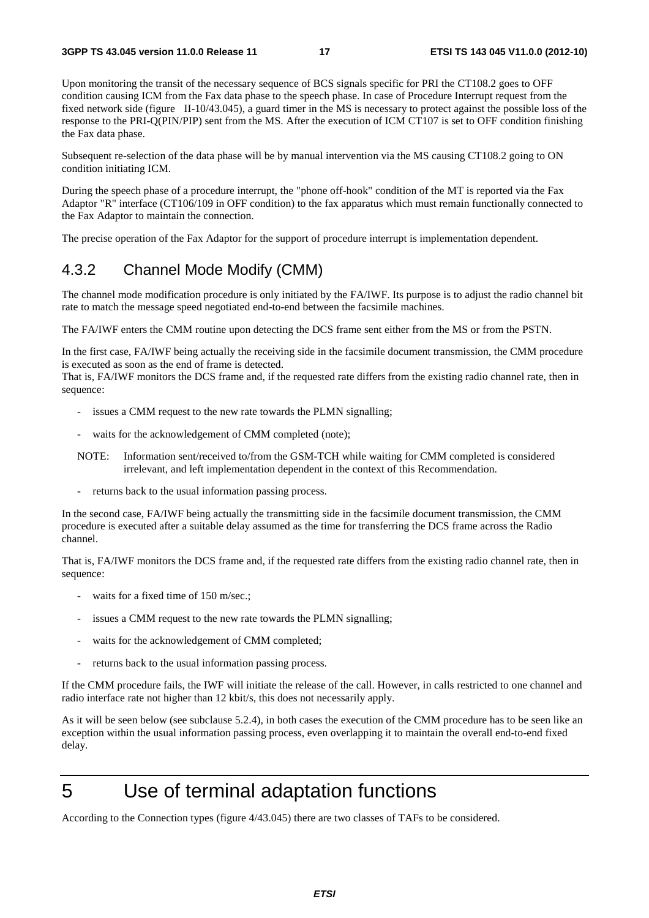Upon monitoring the transit of the necessary sequence of BCS signals specific for PRI the CT108.2 goes to OFF condition causing ICM from the Fax data phase to the speech phase. In case of Procedure Interrupt request from the fixed network side (figure  II-10/43.045), a guard timer in the MS is necessary to protect against the possible loss of the response to the PRI-Q(PIN/PIP) sent from the MS. After the execution of ICM CT107 is set to OFF condition finishing the Fax data phase.

Subsequent re-selection of the data phase will be by manual intervention via the MS causing CT108.2 going to ON condition initiating ICM.

During the speech phase of a procedure interrupt, the "phone off-hook" condition of the MT is reported via the Fax Adaptor "R" interface (CT106/109 in OFF condition) to the fax apparatus which must remain functionally connected to the Fax Adaptor to maintain the connection.

The precise operation of the Fax Adaptor for the support of procedure interrupt is implementation dependent.

### 4.3.2 Channel Mode Modify (CMM)

The channel mode modification procedure is only initiated by the FA/IWF. Its purpose is to adjust the radio channel bit rate to match the message speed negotiated end-to-end between the facsimile machines.

The FA/IWF enters the CMM routine upon detecting the DCS frame sent either from the MS or from the PSTN.

In the first case, FA/IWF being actually the receiving side in the facsimile document transmission, the CMM procedure is executed as soon as the end of frame is detected.
That is, FA/IWF monitors the DCS frame and, if the requested rate differs from the existing radio channel rate, then in sequence:

- issues a CMM request to the new rate towards the PLMN signalling;
- waits for the acknowledgement of CMM completed (note);

NOTE: Information sent/received to/from the GSM-TCH while waiting for CMM completed is considered irrelevant, and left implementation dependent in the context of this Recommendation.

- returns back to the usual information passing process.

In the second case, FA/IWF being actually the transmitting side in the facsimile document transmission, the CMM procedure is executed after a suitable delay assumed as the time for transferring the DCS frame across the Radio channel.

That is, FA/IWF monitors the DCS frame and, if the requested rate differs from the existing radio channel rate, then in sequence:

- waits for a fixed time of 150 m/sec.;
- issues a CMM request to the new rate towards the PLMN signalling;
- waits for the acknowledgement of CMM completed;
- returns back to the usual information passing process.

If the CMM procedure fails, the IWF will initiate the release of the call. However, in calls restricted to one channel and radio interface rate not higher than 12 kbit/s, this does not necessarily apply.

As it will be seen below (see subclause 5.2.4), in both cases the execution of the CMM procedure has to be seen like an exception within the usual information passing process, even overlapping it to maintain the overall end-to-end fixed delay.

# 5 Use of terminal adaptation functions

According to the Connection types (figure 4/43.045) there are two classes of TAFs to be considered.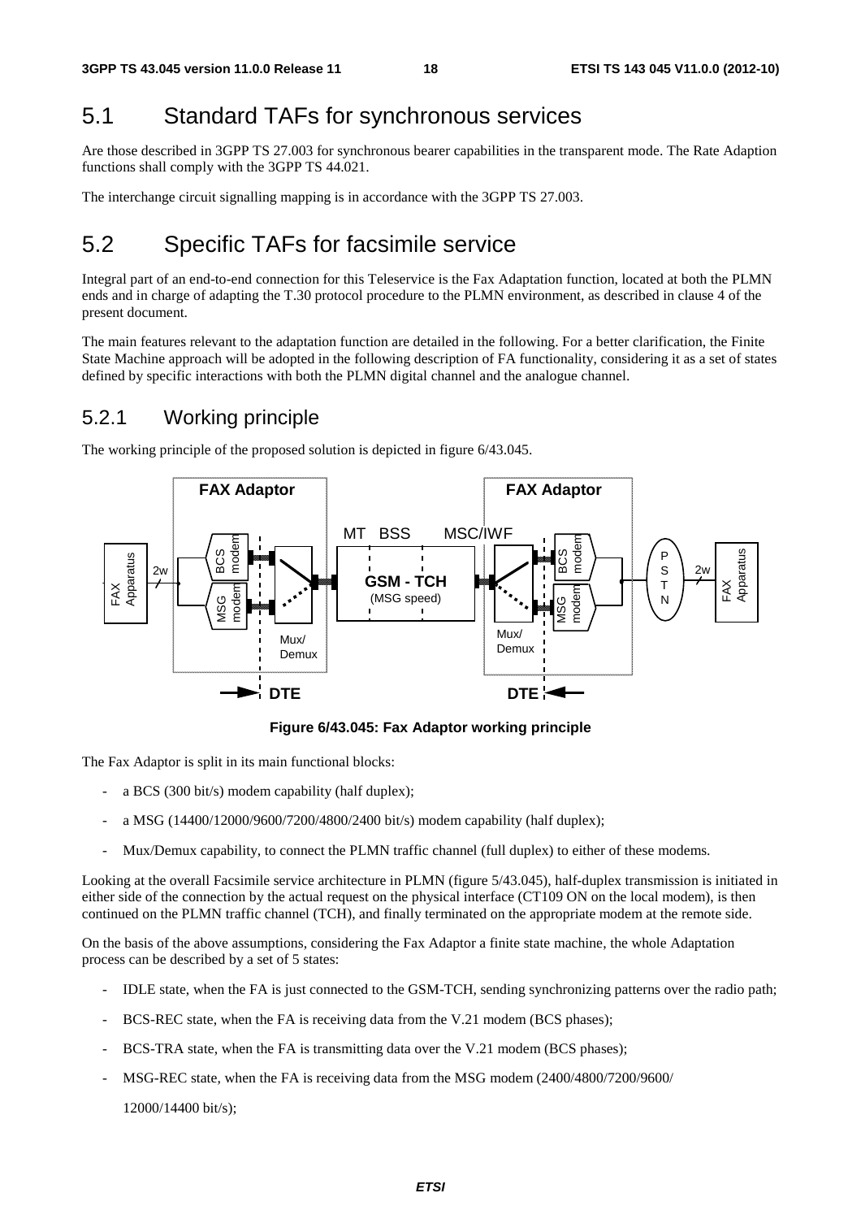## 5.1 Standard TAFs for synchronous services

Are those described in 3GPP TS 27.003 for synchronous bearer capabilities in the transparent mode. The Rate Adaption functions shall comply with the 3GPP TS 44.021.

The interchange circuit signalling mapping is in accordance with the 3GPP TS 27.003.

## 5.2 Specific TAFs for facsimile service

Integral part of an end-to-end connection for this Teleservice is the Fax Adaptation function, located at both the PLMN ends and in charge of adapting the T.30 protocol procedure to the PLMN environment, as described in clause 4 of the present document.

The main features relevant to the adaptation function are detailed in the following. For a better clarification, the Finite State Machine approach will be adopted in the following description of FA functionality, considering it as a set of states defined by specific interactions with both the PLMN digital channel and the analogue channel.

### 5.2.1 Working principle

The working principle of the proposed solution is depicted in figure 6/43.045.

**Figure 6/43.045: Fax Adaptor working principle**

The Fax Adaptor is split in its main functional blocks:

- a BCS (300 bit/s) modem capability (half duplex);
- a MSG (14400/12000/9600/7200/4800/2400 bit/s) modem capability (half duplex);
- Mux/Demux capability, to connect the PLMN traffic channel (full duplex) to either of these modems.

Looking at the overall Facsimile service architecture in PLMN (figure 5/43.045), half-duplex transmission is initiated in either side of the connection by the actual request on the physical interface (CT109 ON on the local modem), is then continued on the PLMN traffic channel (TCH), and finally terminated on the appropriate modem at the remote side.

On the basis of the above assumptions, considering the Fax Adaptor a finite state machine, the whole Adaptation process can be described by a set of 5 states:

- IDLE state, when the FA is just connected to the GSM-TCH, sending synchronizing patterns over the radio path;
- BCS-REC state, when the FA is receiving data from the V.21 modem (BCS phases);
- BCS-TRA state, when the FA is transmitting data over the V.21 modem (BCS phases);
- MSG-REC state, when the FA is receiving data from the MSG modem (2400/4800/7200/9600/

  12000/14400 bit/s);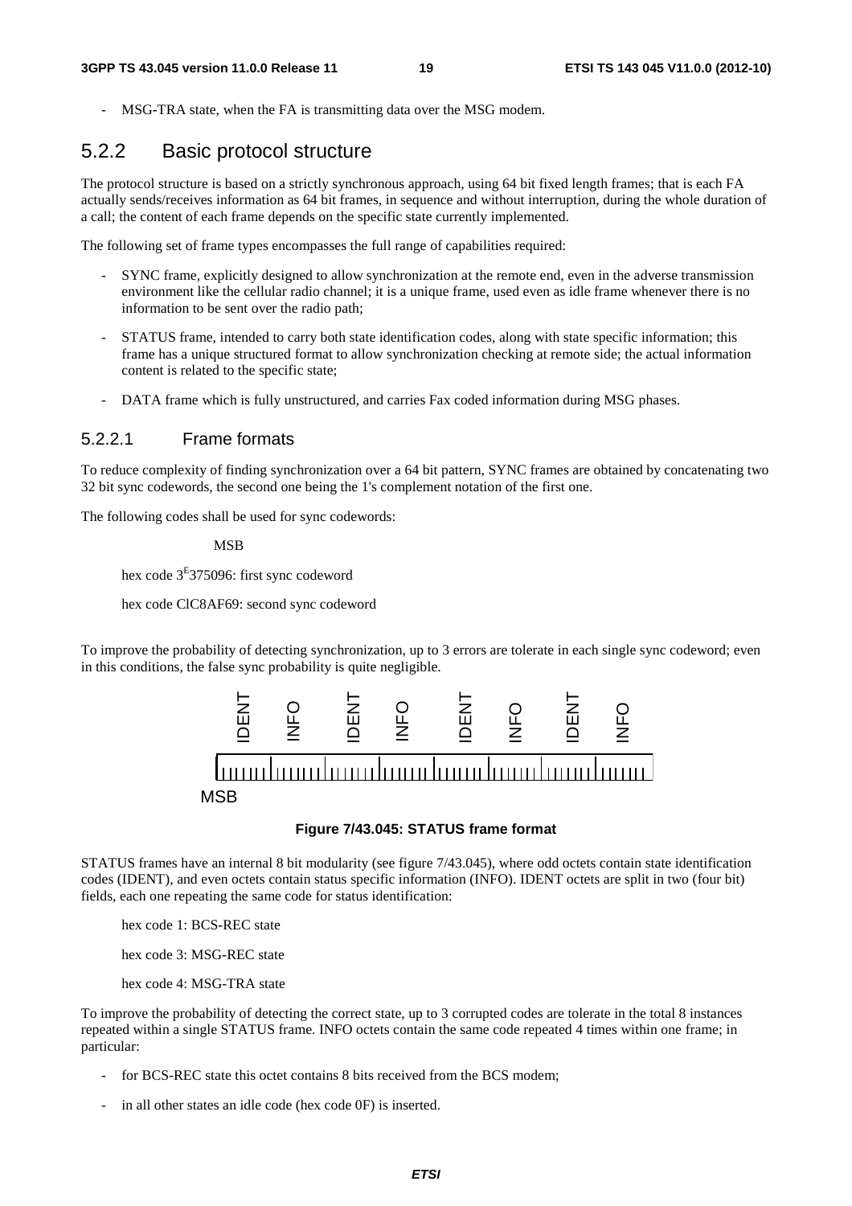- MSG-TRA state, when the FA is transmitting data over the MSG modem.

## 5.2.2 Basic protocol structure

The protocol structure is based on a strictly synchronous approach, using 64 bit fixed length frames; that is each FA actually sends/receives information as 64 bit frames, in sequence and without interruption, during the whole duration of a call; the content of each frame depends on the specific state currently implemented.

The following set of frame types encompasses the full range of capabilities required:

- SYNC frame, explicitly designed to allow synchronization at the remote end, even in the adverse transmission environment like the cellular radio channel; it is a unique frame, used even as idle frame whenever there is no information to be sent over the radio path;
- STATUS frame, intended to carry both state identification codes, along with state specific information; this frame has a unique structured format to allow synchronization checking at remote side; the actual information content is related to the specific state;
- DATA frame which is fully unstructured, and carries Fax coded information during MSG phases.

### 5.2.2.1 Frame formats

To reduce complexity of finding synchronization over a 64 bit pattern, SYNC frames are obtained by concatenating two 32 bit sync codewords, the second one being the 1's complement notation of the first one.

The following codes shall be used for sync codewords:

MSB

hex code 3$^{E}$375096: first sync codeword

hex code ClC8AF69: second sync codeword

To improve the probability of detecting synchronization, up to 3 errors are tolerate in each single sync codeword; even in this conditions, the false sync probability is quite negligible.

| IDENT | INFO | IDENT | INFO | IDENT | INFO | IDENT | INFO |
|---|---|---|---|---|---|---|---|

MSB

**Figure 7/43.045: STATUS frame format**

STATUS frames have an internal 8 bit modularity (see figure 7/43.045), where odd octets contain state identification codes (IDENT), and even octets contain status specific information (INFO). IDENT octets are split in two (four bit) fields, each one repeating the same code for status identification:

hex code 1: BCS-REC state

hex code 3: MSG-REC state

hex code 4: MSG-TRA state

To improve the probability of detecting the correct state, up to 3 corrupted codes are tolerate in the total 8 instances repeated within a single STATUS frame. INFO octets contain the same code repeated 4 times within one frame; in particular:

- for BCS-REC state this octet contains 8 bits received from the BCS modem;
- in all other states an idle code (hex code 0F) is inserted.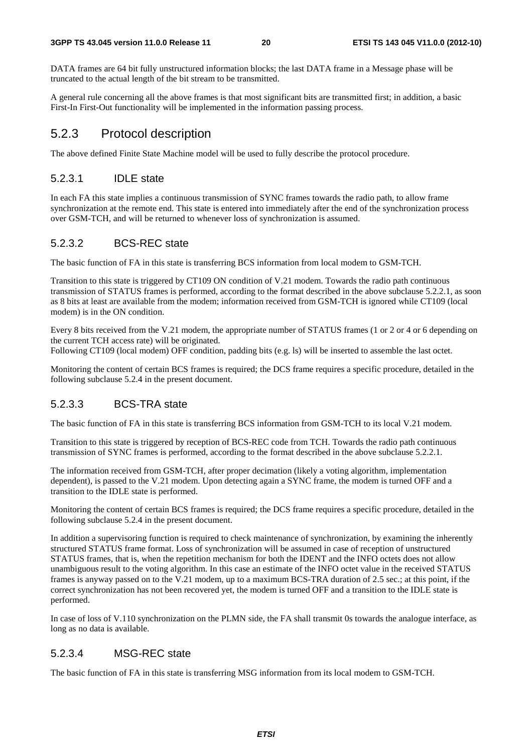DATA frames are 64 bit fully unstructured information blocks; the last DATA frame in a Message phase will be truncated to the actual length of the bit stream to be transmitted.

A general rule concerning all the above frames is that most significant bits are transmitted first; in addition, a basic First-In First-Out functionality will be implemented in the information passing process.

## 5.2.3 Protocol description

The above defined Finite State Machine model will be used to fully describe the protocol procedure.

### 5.2.3.1 IDLE state

In each FA this state implies a continuous transmission of SYNC frames towards the radio path, to allow frame synchronization at the remote end. This state is entered into immediately after the end of the synchronization process over GSM-TCH, and will be returned to whenever loss of synchronization is assumed.

### 5.2.3.2 BCS-REC state

The basic function of FA in this state is transferring BCS information from local modem to GSM-TCH.

Transition to this state is triggered by CT109 ON condition of V.21 modem. Towards the radio path continuous transmission of STATUS frames is performed, according to the format described in the above subclause 5.2.2.1, as soon as 8 bits at least are available from the modem; information received from GSM-TCH is ignored while CT109 (local modem) is in the ON condition.

Every 8 bits received from the V.21 modem, the appropriate number of STATUS frames (1 or 2 or 4 or 6 depending on the current TCH access rate) will be originated.
Following CT109 (local modem) OFF condition, padding bits (e.g. ls) will be inserted to assemble the last octet.

Monitoring the content of certain BCS frames is required; the DCS frame requires a specific procedure, detailed in the following subclause 5.2.4 in the present document.

### 5.2.3.3 BCS-TRA state

The basic function of FA in this state is transferring BCS information from GSM-TCH to its local V.21 modem.

Transition to this state is triggered by reception of BCS-REC code from TCH. Towards the radio path continuous transmission of SYNC frames is performed, according to the format described in the above subclause 5.2.2.1.

The information received from GSM-TCH, after proper decimation (likely a voting algorithm, implementation dependent), is passed to the V.21 modem. Upon detecting again a SYNC frame, the modem is turned OFF and a transition to the IDLE state is performed.

Monitoring the content of certain BCS frames is required; the DCS frame requires a specific procedure, detailed in the following subclause 5.2.4 in the present document.

In addition a supervisoring function is required to check maintenance of synchronization, by examining the inherently structured STATUS frame format. Loss of synchronization will be assumed in case of reception of unstructured STATUS frames, that is, when the repetition mechanism for both the IDENT and the INFO octets does not allow unambiguous result to the voting algorithm. In this case an estimate of the INFO octet value in the received STATUS frames is anyway passed on to the V.21 modem, up to a maximum BCS-TRA duration of 2.5 sec.; at this point, if the correct synchronization has not been recovered yet, the modem is turned OFF and a transition to the IDLE state is performed.

In case of loss of V.110 synchronization on the PLMN side, the FA shall transmit 0s towards the analogue interface, as long as no data is available.

### 5.2.3.4 MSG-REC state

The basic function of FA in this state is transferring MSG information from its local modem to GSM-TCH.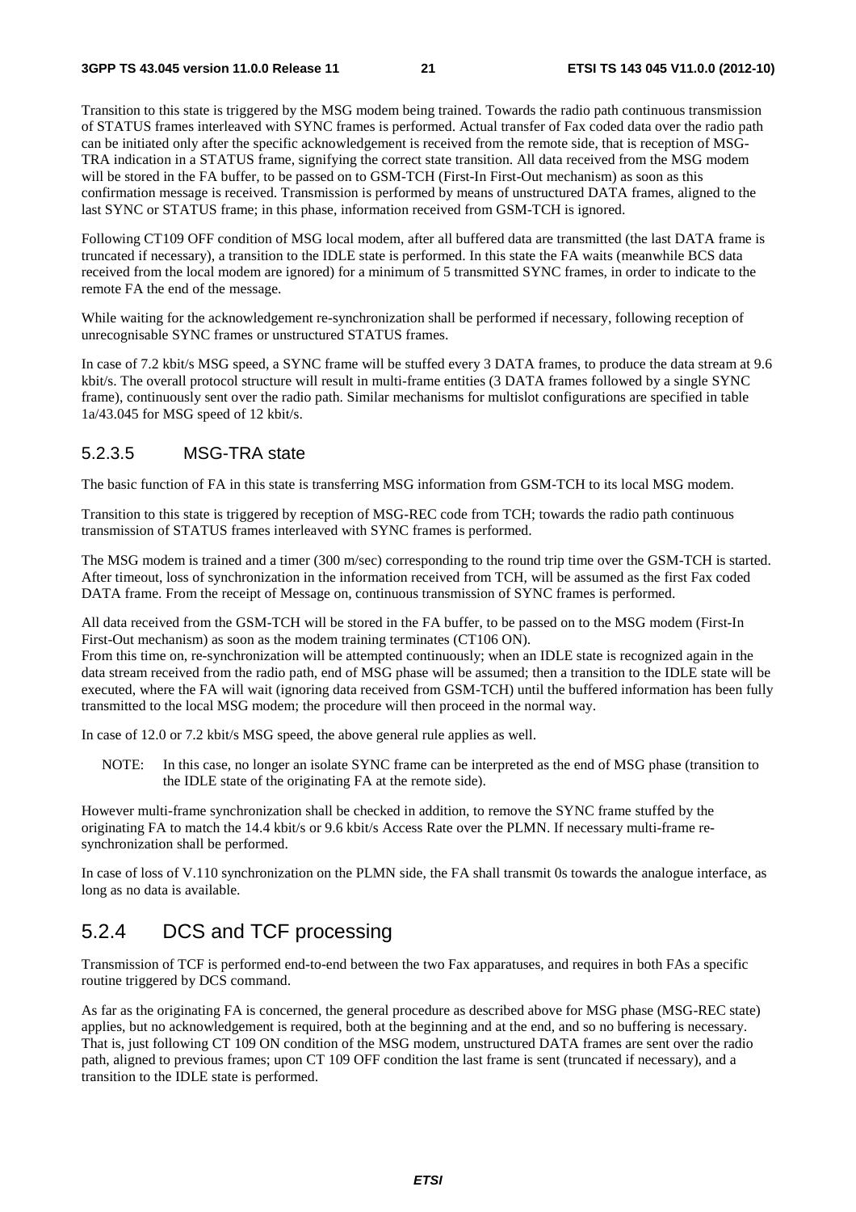Transition to this state is triggered by the MSG modem being trained. Towards the radio path continuous transmission of STATUS frames interleaved with SYNC frames is performed. Actual transfer of Fax coded data over the radio path can be initiated only after the specific acknowledgement is received from the remote side, that is reception of MSG-TRA indication in a STATUS frame, signifying the correct state transition. All data received from the MSG modem will be stored in the FA buffer, to be passed on to GSM-TCH (First-In First-Out mechanism) as soon as this confirmation message is received. Transmission is performed by means of unstructured DATA frames, aligned to the last SYNC or STATUS frame; in this phase, information received from GSM-TCH is ignored.

Following CT109 OFF condition of MSG local modem, after all buffered data are transmitted (the last DATA frame is truncated if necessary), a transition to the IDLE state is performed. In this state the FA waits (meanwhile BCS data received from the local modem are ignored) for a minimum of 5 transmitted SYNC frames, in order to indicate to the remote FA the end of the message.

While waiting for the acknowledgement re-synchronization shall be performed if necessary, following reception of unrecognisable SYNC frames or unstructured STATUS frames.

In case of 7.2 kbit/s MSG speed, a SYNC frame will be stuffed every 3 DATA frames, to produce the data stream at 9.6 kbit/s. The overall protocol structure will result in multi-frame entities (3 DATA frames followed by a single SYNC frame), continuously sent over the radio path. Similar mechanisms for multislot configurations are specified in table 1a/43.045 for MSG speed of 12 kbit/s.

### 5.2.3.5 MSG-TRA state

The basic function of FA in this state is transferring MSG information from GSM-TCH to its local MSG modem.

Transition to this state is triggered by reception of MSG-REC code from TCH; towards the radio path continuous transmission of STATUS frames interleaved with SYNC frames is performed.

The MSG modem is trained and a timer (300 m/sec) corresponding to the round trip time over the GSM-TCH is started. After timeout, loss of synchronization in the information received from TCH, will be assumed as the first Fax coded DATA frame. From the receipt of Message on, continuous transmission of SYNC frames is performed.

All data received from the GSM-TCH will be stored in the FA buffer, to be passed on to the MSG modem (First-In First-Out mechanism) as soon as the modem training terminates (CT106 ON).
From this time on, re-synchronization will be attempted continuously; when an IDLE state is recognized again in the data stream received from the radio path, end of MSG phase will be assumed; then a transition to the IDLE state will be executed, where the FA will wait (ignoring data received from GSM-TCH) until the buffered information has been fully transmitted to the local MSG modem; the procedure will then proceed in the normal way.

In case of 12.0 or 7.2 kbit/s MSG speed, the above general rule applies as well.

NOTE: In this case, no longer an isolate SYNC frame can be interpreted as the end of MSG phase (transition to the IDLE state of the originating FA at the remote side).

However multi-frame synchronization shall be checked in addition, to remove the SYNC frame stuffed by the originating FA to match the 14.4 kbit/s or 9.6 kbit/s Access Rate over the PLMN. If necessary multi-frame re-synchronization shall be performed.

In case of loss of V.110 synchronization on the PLMN side, the FA shall transmit 0s towards the analogue interface, as long as no data is available.

## 5.2.4 DCS and TCF processing

Transmission of TCF is performed end-to-end between the two Fax apparatuses, and requires in both FAs a specific routine triggered by DCS command.

As far as the originating FA is concerned, the general procedure as described above for MSG phase (MSG-REC state) applies, but no acknowledgement is required, both at the beginning and at the end, and so no buffering is necessary. That is, just following CT 109 ON condition of the MSG modem, unstructured DATA frames are sent over the radio path, aligned to previous frames; upon CT 109 OFF condition the last frame is sent (truncated if necessary), and a transition to the IDLE state is performed.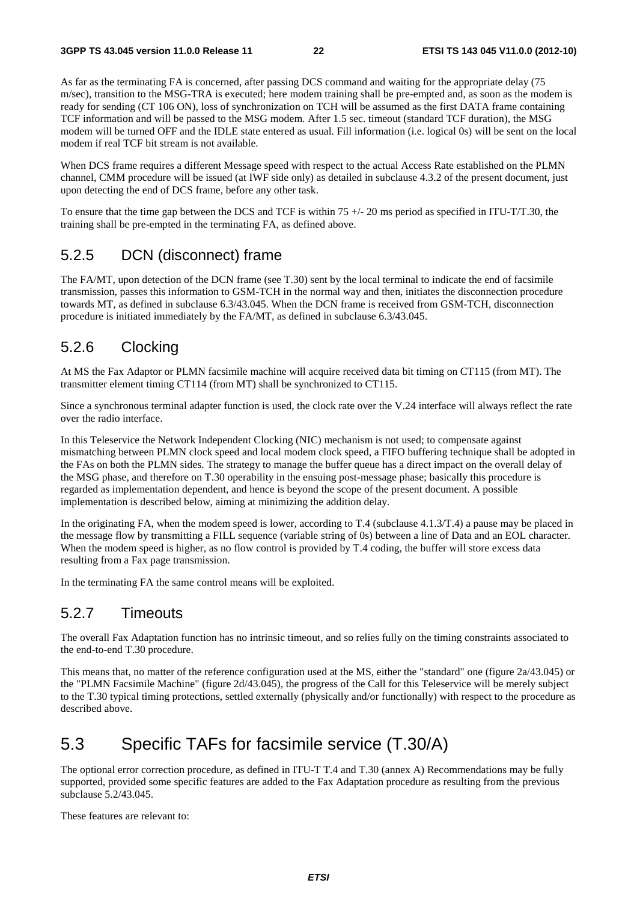As far as the terminating FA is concerned, after passing DCS command and waiting for the appropriate delay (75 m/sec), transition to the MSG-TRA is executed; here modem training shall be pre-empted and, as soon as the modem is ready for sending (CT 106 ON), loss of synchronization on TCH will be assumed as the first DATA frame containing TCF information and will be passed to the MSG modem. After 1.5 sec. timeout (standard TCF duration), the MSG modem will be turned OFF and the IDLE state entered as usual. Fill information (i.e. logical 0s) will be sent on the local modem if real TCF bit stream is not available.

When DCS frame requires a different Message speed with respect to the actual Access Rate established on the PLMN channel, CMM procedure will be issued (at IWF side only) as detailed in subclause 4.3.2 of the present document, just upon detecting the end of DCS frame, before any other task.

To ensure that the time gap between the DCS and TCF is within 75 +/- 20 ms period as specified in ITU-T/T.30, the training shall be pre-empted in the terminating FA, as defined above.

### 5.2.5 DCN (disconnect) frame

The FA/MT, upon detection of the DCN frame (see T.30) sent by the local terminal to indicate the end of facsimile transmission, passes this information to GSM-TCH in the normal way and then, initiates the disconnection procedure towards MT, as defined in subclause 6.3/43.045. When the DCN frame is received from GSM-TCH, disconnection procedure is initiated immediately by the FA/MT, as defined in subclause 6.3/43.045.

### 5.2.6 Clocking

At MS the Fax Adaptor or PLMN facsimile machine will acquire received data bit timing on CT115 (from MT). The transmitter element timing CT114 (from MT) shall be synchronized to CT115.

Since a synchronous terminal adapter function is used, the clock rate over the V.24 interface will always reflect the rate over the radio interface.

In this Teleservice the Network Independent Clocking (NIC) mechanism is not used; to compensate against mismatching between PLMN clock speed and local modem clock speed, a FIFO buffering technique shall be adopted in the FAs on both the PLMN sides. The strategy to manage the buffer queue has a direct impact on the overall delay of the MSG phase, and therefore on T.30 operability in the ensuing post-message phase; basically this procedure is regarded as implementation dependent, and hence is beyond the scope of the present document. A possible implementation is described below, aiming at minimizing the addition delay.

In the originating FA, when the modem speed is lower, according to T.4 (subclause 4.1.3/T.4) a pause may be placed in the message flow by transmitting a FILL sequence (variable string of 0s) between a line of Data and an EOL character. When the modem speed is higher, as no flow control is provided by T.4 coding, the buffer will store excess data resulting from a Fax page transmission.

In the terminating FA the same control means will be exploited.

### 5.2.7 Timeouts

The overall Fax Adaptation function has no intrinsic timeout, and so relies fully on the timing constraints associated to the end-to-end T.30 procedure.

This means that, no matter of the reference configuration used at the MS, either the "standard" one (figure 2a/43.045) or the "PLMN Facsimile Machine" (figure 2d/43.045), the progress of the Call for this Teleservice will be merely subject to the T.30 typical timing protections, settled externally (physically and/or functionally) with respect to the procedure as described above.

## 5.3 Specific TAFs for facsimile service (T.30/A)

The optional error correction procedure, as defined in ITU-T T.4 and T.30 (annex A) Recommendations may be fully supported, provided some specific features are added to the Fax Adaptation procedure as resulting from the previous subclause 5.2/43.045.

These features are relevant to: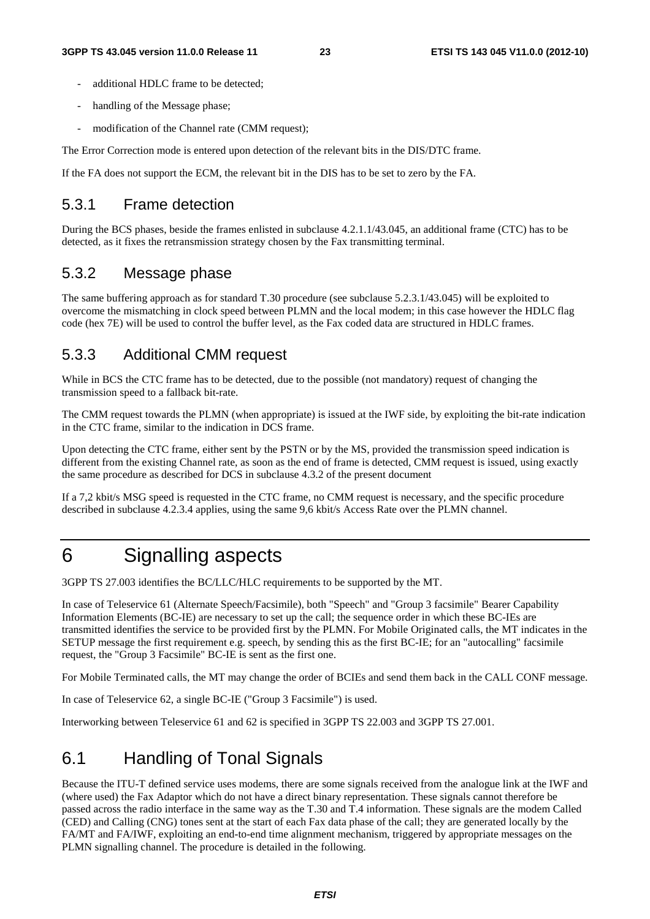- additional HDLC frame to be detected;
- handling of the Message phase;
- modification of the Channel rate (CMM request);

The Error Correction mode is entered upon detection of the relevant bits in the DIS/DTC frame.

If the FA does not support the ECM, the relevant bit in the DIS has to be set to zero by the FA.

### 5.3.1 Frame detection

During the BCS phases, beside the frames enlisted in subclause 4.2.1.1/43.045, an additional frame (CTC) has to be detected, as it fixes the retransmission strategy chosen by the Fax transmitting terminal.

### 5.3.2 Message phase

The same buffering approach as for standard T.30 procedure (see subclause 5.2.3.1/43.045) will be exploited to overcome the mismatching in clock speed between PLMN and the local modem; in this case however the HDLC flag code (hex 7E) will be used to control the buffer level, as the Fax coded data are structured in HDLC frames.

### 5.3.3 Additional CMM request

While in BCS the CTC frame has to be detected, due to the possible (not mandatory) request of changing the transmission speed to a fallback bit-rate.

The CMM request towards the PLMN (when appropriate) is issued at the IWF side, by exploiting the bit-rate indication in the CTC frame, similar to the indication in DCS frame.

Upon detecting the CTC frame, either sent by the PSTN or by the MS, provided the transmission speed indication is different from the existing Channel rate, as soon as the end of frame is detected, CMM request is issued, using exactly the same procedure as described for DCS in subclause 4.3.2 of the present document

If a 7,2 kbit/s MSG speed is requested in the CTC frame, no CMM request is necessary, and the specific procedure described in subclause 4.2.3.4 applies, using the same 9,6 kbit/s Access Rate over the PLMN channel.

# 6 Signalling aspects

3GPP TS 27.003 identifies the BC/LLC/HLC requirements to be supported by the MT.

In case of Teleservice 61 (Alternate Speech/Facsimile), both "Speech" and "Group 3 facsimile" Bearer Capability Information Elements (BC-IE) are necessary to set up the call; the sequence order in which these BC-IEs are transmitted identifies the service to be provided first by the PLMN. For Mobile Originated calls, the MT indicates in the SETUP message the first requirement e.g. speech, by sending this as the first BC-IE; for an "autocalling" facsimile request, the "Group 3 Facsimile" BC-IE is sent as the first one.

For Mobile Terminated calls, the MT may change the order of BCIEs and send them back in the CALL CONF message.

In case of Teleservice 62, a single BC-IE ("Group 3 Facsimile") is used.

Interworking between Teleservice 61 and 62 is specified in 3GPP TS 22.003 and 3GPP TS 27.001.

## 6.1 Handling of Tonal Signals

Because the ITU-T defined service uses modems, there are some signals received from the analogue link at the IWF and (where used) the Fax Adaptor which do not have a direct binary representation. These signals cannot therefore be passed across the radio interface in the same way as the T.30 and T.4 information. These signals are the modem Called (CED) and Calling (CNG) tones sent at the start of each Fax data phase of the call; they are generated locally by the FA/MT and FA/IWF, exploiting an end-to-end time alignment mechanism, triggered by appropriate messages on the PLMN signalling channel. The procedure is detailed in the following.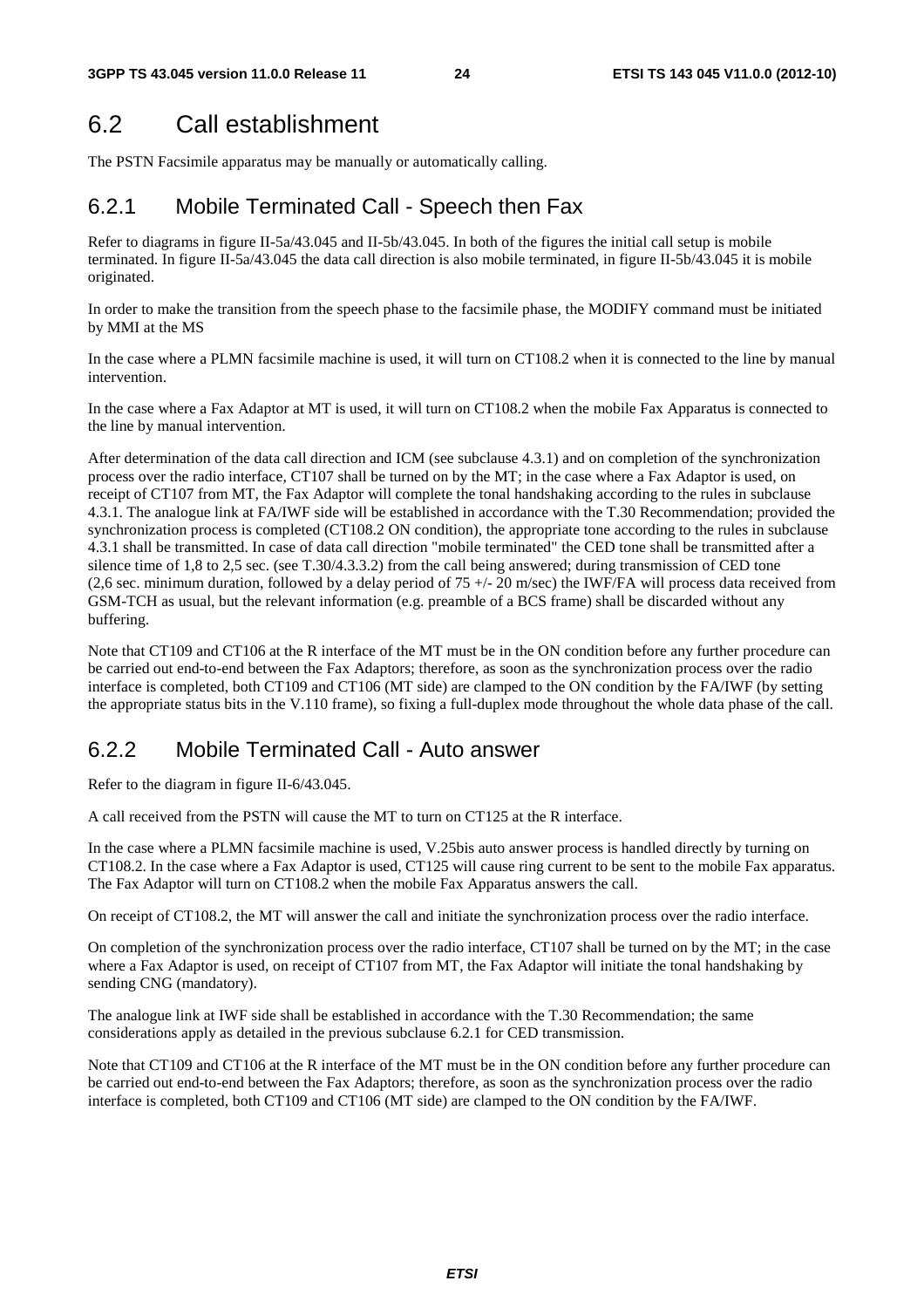## 6.2 Call establishment

The PSTN Facsimile apparatus may be manually or automatically calling.

### 6.2.1 Mobile Terminated Call - Speech then Fax

Refer to diagrams in figure II-5a/43.045 and II-5b/43.045. In both of the figures the initial call setup is mobile terminated. In figure II-5a/43.045 the data call direction is also mobile terminated, in figure II-5b/43.045 it is mobile originated.

In order to make the transition from the speech phase to the facsimile phase, the MODIFY command must be initiated by MMI at the MS

In the case where a PLMN facsimile machine is used, it will turn on CT108.2 when it is connected to the line by manual intervention.

In the case where a Fax Adaptor at MT is used, it will turn on CT108.2 when the mobile Fax Apparatus is connected to the line by manual intervention.

After determination of the data call direction and ICM (see subclause 4.3.1) and on completion of the synchronization process over the radio interface, CT107 shall be turned on by the MT; in the case where a Fax Adaptor is used, on receipt of CT107 from MT, the Fax Adaptor will complete the tonal handshaking according to the rules in subclause 4.3.1. The analogue link at FA/IWF side will be established in accordance with the T.30 Recommendation; provided the synchronization process is completed (CT108.2 ON condition), the appropriate tone according to the rules in subclause 4.3.1 shall be transmitted. In case of data call direction "mobile terminated" the CED tone shall be transmitted after a silence time of 1,8 to 2,5 sec. (see T.30/4.3.3.2) from the call being answered; during transmission of CED tone (2,6 sec. minimum duration, followed by a delay period of 75 +/- 20 m/sec) the IWF/FA will process data received from GSM-TCH as usual, but the relevant information (e.g. preamble of a BCS frame) shall be discarded without any buffering.

Note that CT109 and CT106 at the R interface of the MT must be in the ON condition before any further procedure can be carried out end-to-end between the Fax Adaptors; therefore, as soon as the synchronization process over the radio interface is completed, both CT109 and CT106 (MT side) are clamped to the ON condition by the FA/IWF (by setting the appropriate status bits in the V.110 frame), so fixing a full-duplex mode throughout the whole data phase of the call.

### 6.2.2 Mobile Terminated Call - Auto answer

Refer to the diagram in figure II-6/43.045.

A call received from the PSTN will cause the MT to turn on CT125 at the R interface.

In the case where a PLMN facsimile machine is used, V.25bis auto answer process is handled directly by turning on CT108.2. In the case where a Fax Adaptor is used, CT125 will cause ring current to be sent to the mobile Fax apparatus. The Fax Adaptor will turn on CT108.2 when the mobile Fax Apparatus answers the call.

On receipt of CT108.2, the MT will answer the call and initiate the synchronization process over the radio interface.

On completion of the synchronization process over the radio interface, CT107 shall be turned on by the MT; in the case where a Fax Adaptor is used, on receipt of CT107 from MT, the Fax Adaptor will initiate the tonal handshaking by sending CNG (mandatory).

The analogue link at IWF side shall be established in accordance with the T.30 Recommendation; the same considerations apply as detailed in the previous subclause 6.2.1 for CED transmission.

Note that CT109 and CT106 at the R interface of the MT must be in the ON condition before any further procedure can be carried out end-to-end between the Fax Adaptors; therefore, as soon as the synchronization process over the radio interface is completed, both CT109 and CT106 (MT side) are clamped to the ON condition by the FA/IWF.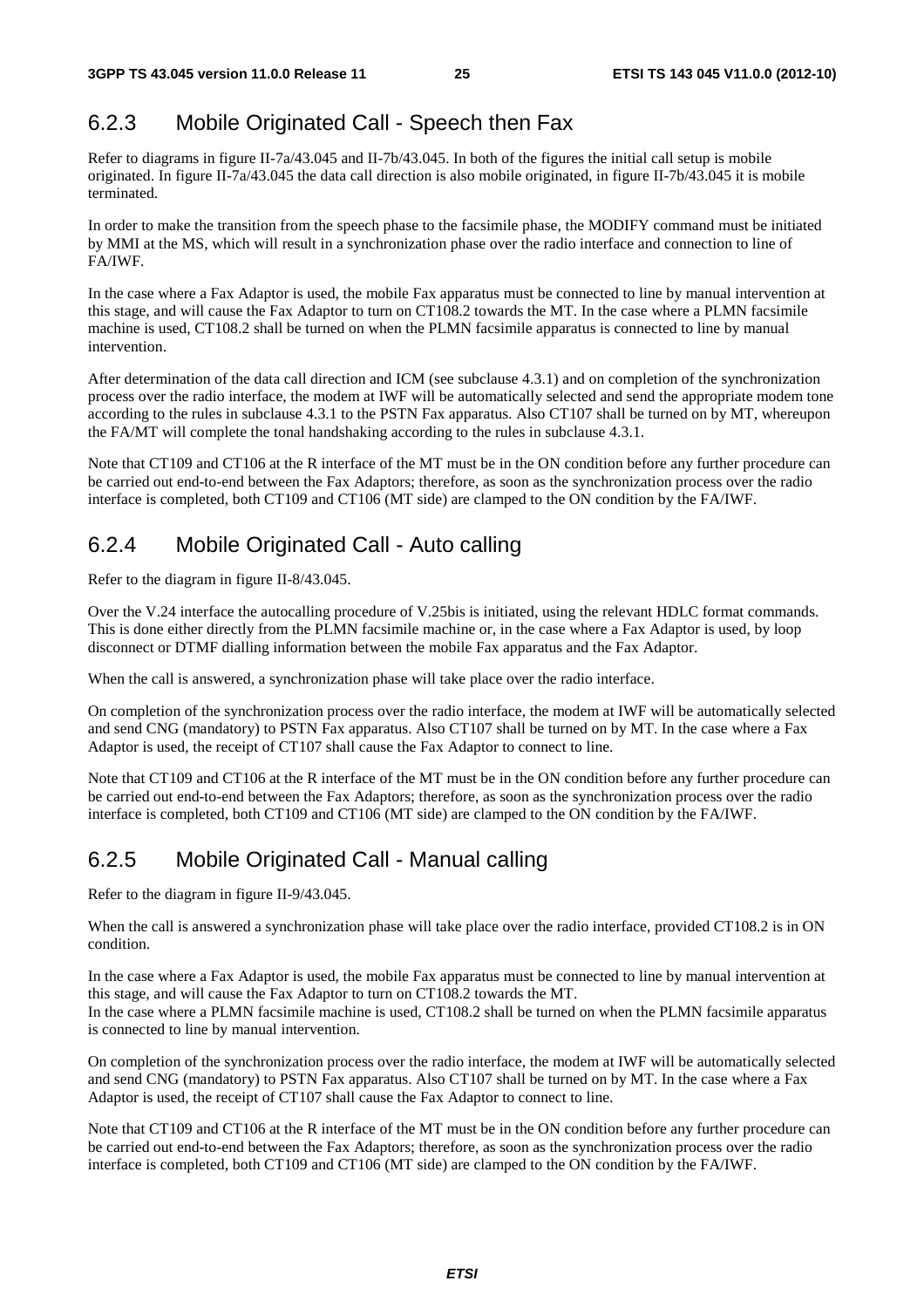### 6.2.3 Mobile Originated Call - Speech then Fax

Refer to diagrams in figure II-7a/43.045 and II-7b/43.045. In both of the figures the initial call setup is mobile originated. In figure II-7a/43.045 the data call direction is also mobile originated, in figure II-7b/43.045 it is mobile terminated.

In order to make the transition from the speech phase to the facsimile phase, the MODIFY command must be initiated by MMI at the MS, which will result in a synchronization phase over the radio interface and connection to line of FA/IWF.

In the case where a Fax Adaptor is used, the mobile Fax apparatus must be connected to line by manual intervention at this stage, and will cause the Fax Adaptor to turn on CT108.2 towards the MT. In the case where a PLMN facsimile machine is used, CT108.2 shall be turned on when the PLMN facsimile apparatus is connected to line by manual intervention.

After determination of the data call direction and ICM (see subclause 4.3.1) and on completion of the synchronization process over the radio interface, the modem at IWF will be automatically selected and send the appropriate modem tone according to the rules in subclause 4.3.1 to the PSTN Fax apparatus. Also CT107 shall be turned on by MT, whereupon the FA/MT will complete the tonal handshaking according to the rules in subclause 4.3.1.

Note that CT109 and CT106 at the R interface of the MT must be in the ON condition before any further procedure can be carried out end-to-end between the Fax Adaptors; therefore, as soon as the synchronization process over the radio interface is completed, both CT109 and CT106 (MT side) are clamped to the ON condition by the FA/IWF.

### 6.2.4 Mobile Originated Call - Auto calling

Refer to the diagram in figure II-8/43.045.

Over the V.24 interface the autocalling procedure of V.25bis is initiated, using the relevant HDLC format commands. This is done either directly from the PLMN facsimile machine or, in the case where a Fax Adaptor is used, by loop disconnect or DTMF dialling information between the mobile Fax apparatus and the Fax Adaptor.

When the call is answered, a synchronization phase will take place over the radio interface.

On completion of the synchronization process over the radio interface, the modem at IWF will be automatically selected and send CNG (mandatory) to PSTN Fax apparatus. Also CT107 shall be turned on by MT. In the case where a Fax Adaptor is used, the receipt of CT107 shall cause the Fax Adaptor to connect to line.

Note that CT109 and CT106 at the R interface of the MT must be in the ON condition before any further procedure can be carried out end-to-end between the Fax Adaptors; therefore, as soon as the synchronization process over the radio interface is completed, both CT109 and CT106 (MT side) are clamped to the ON condition by the FA/IWF.

### 6.2.5 Mobile Originated Call - Manual calling

Refer to the diagram in figure II-9/43.045.

When the call is answered a synchronization phase will take place over the radio interface, provided CT108.2 is in ON condition.

In the case where a Fax Adaptor is used, the mobile Fax apparatus must be connected to line by manual intervention at this stage, and will cause the Fax Adaptor to turn on CT108.2 towards the MT.
In the case where a PLMN facsimile machine is used, CT108.2 shall be turned on when the PLMN facsimile apparatus is connected to line by manual intervention.

On completion of the synchronization process over the radio interface, the modem at IWF will be automatically selected and send CNG (mandatory) to PSTN Fax apparatus. Also CT107 shall be turned on by MT. In the case where a Fax Adaptor is used, the receipt of CT107 shall cause the Fax Adaptor to connect to line.

Note that CT109 and CT106 at the R interface of the MT must be in the ON condition before any further procedure can be carried out end-to-end between the Fax Adaptors; therefore, as soon as the synchronization process over the radio interface is completed, both CT109 and CT106 (MT side) are clamped to the ON condition by the FA/IWF.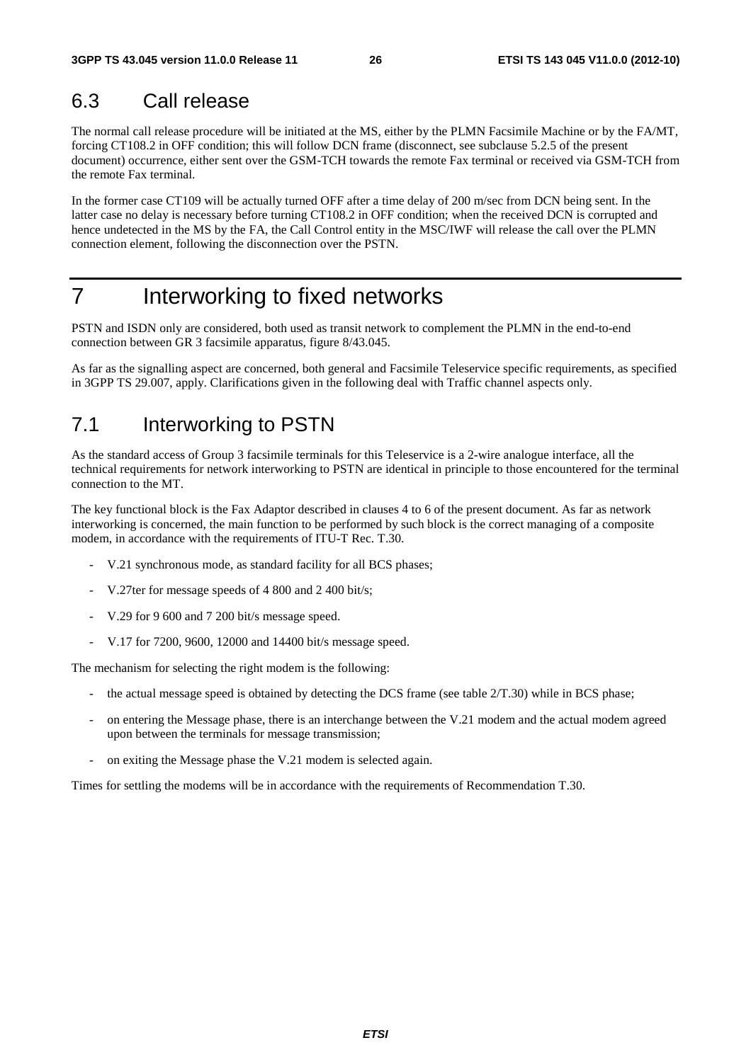## 6.3 Call release

The normal call release procedure will be initiated at the MS, either by the PLMN Facsimile Machine or by the FA/MT, forcing CT108.2 in OFF condition; this will follow DCN frame (disconnect, see subclause 5.2.5 of the present document) occurrence, either sent over the GSM-TCH towards the remote Fax terminal or received via GSM-TCH from the remote Fax terminal.

In the former case CT109 will be actually turned OFF after a time delay of 200 m/sec from DCN being sent. In the latter case no delay is necessary before turning CT108.2 in OFF condition; when the received DCN is corrupted and hence undetected in the MS by the FA, the Call Control entity in the MSC/IWF will release the call over the PLMN connection element, following the disconnection over the PSTN.

# 7 Interworking to fixed networks

PSTN and ISDN only are considered, both used as transit network to complement the PLMN in the end-to-end connection between GR 3 facsimile apparatus, figure 8/43.045.

As far as the signalling aspect are concerned, both general and Facsimile Teleservice specific requirements, as specified in 3GPP TS 29.007, apply. Clarifications given in the following deal with Traffic channel aspects only.

## 7.1 Interworking to PSTN

As the standard access of Group 3 facsimile terminals for this Teleservice is a 2-wire analogue interface, all the technical requirements for network interworking to PSTN are identical in principle to those encountered for the terminal connection to the MT.

The key functional block is the Fax Adaptor described in clauses 4 to 6 of the present document. As far as network interworking is concerned, the main function to be performed by such block is the correct managing of a composite modem, in accordance with the requirements of ITU-T Rec. T.30.

- V.21 synchronous mode, as standard facility for all BCS phases;
- V.27ter for message speeds of 4 800 and 2 400 bit/s;
- V.29 for 9 600 and 7 200 bit/s message speed.
- V.17 for 7200, 9600, 12000 and 14400 bit/s message speed.

The mechanism for selecting the right modem is the following:

- the actual message speed is obtained by detecting the DCS frame (see table 2/T.30) while in BCS phase;
- on entering the Message phase, there is an interchange between the V.21 modem and the actual modem agreed upon between the terminals for message transmission;
- on exiting the Message phase the V.21 modem is selected again.

Times for settling the modems will be in accordance with the requirements of Recommendation T.30.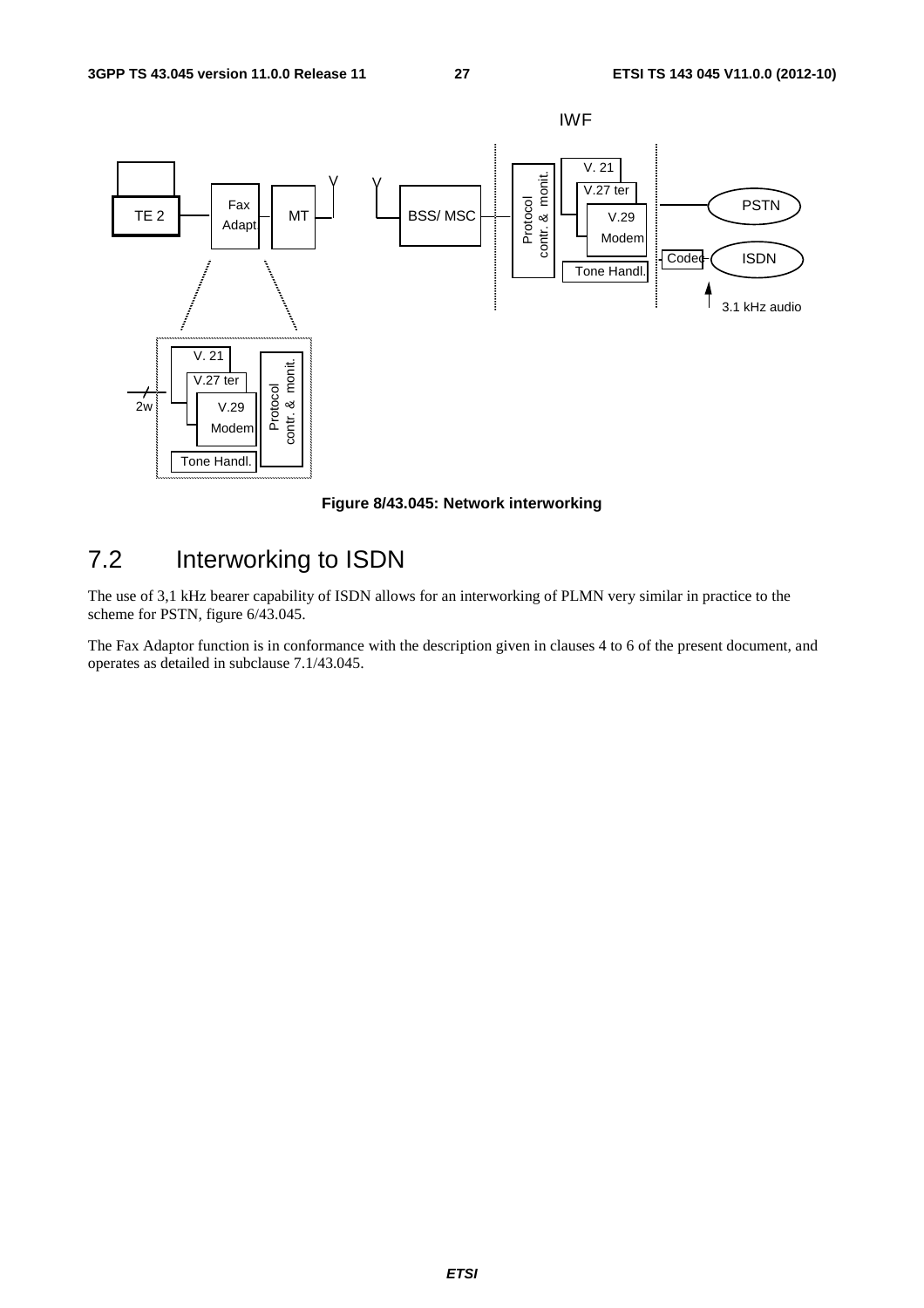**Figure 8/43.045: Network interworking**

## 7.2 Interworking to ISDN

The use of 3,1 kHz bearer capability of ISDN allows for an interworking of PLMN very similar in practice to the scheme for PSTN, figure 6/43.045.

The Fax Adaptor function is in conformance with the description given in clauses 4 to 6 of the present document, and operates as detailed in subclause 7.1/43.045.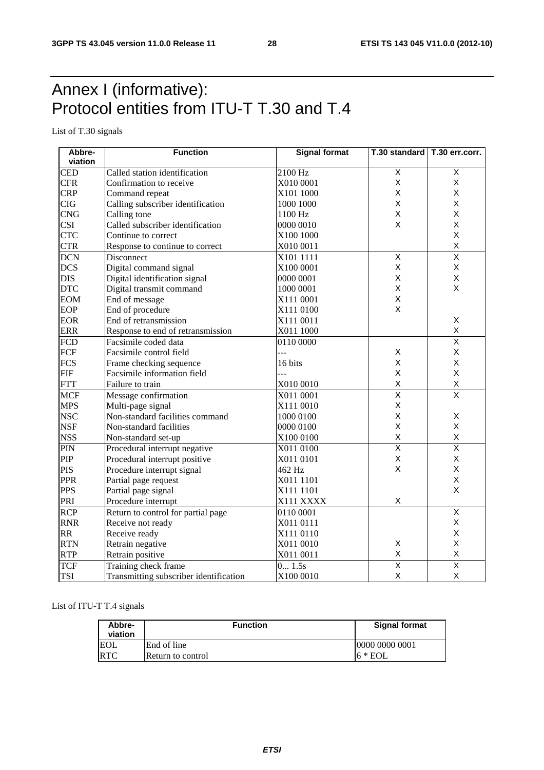# Annex I (informative): Protocol entities from ITU-T T.30 and T.4

List of T.30 signals

| Abbre-viation | Function | Signal format | T.30 standard | T.30 err.corr. |
|---|---|---|---|---|
| CED | Called station identification | 2100 Hz | X | X |
| CFR | Confirmation to receive | X010 0001 | X | X |
| CRP | Command repeat | X101 1000 | X | X |
| CIG | Calling subscriber identification | 1000 1000 | X | X |
| CNG | Calling tone | 1100 Hz | X | X |
| CSI | Called subscriber identification | 0000 0010 | X | X |
| CTC | Continue to correct | X100 1000 | | X |
| CTR | Response to continue to correct | X010 0011 | | X |
| DCN | Disconnect | X101 1111 | X | X |
| DCS | Digital command signal | X100 0001 | X | X |
| DIS | Digital identification signal | 0000 0001 | X | X |
| DTC | Digital transmit command | 1000 0001 | X | X |
| EOM | End of message | X111 0001 | X | |
| EOP | End of procedure | X111 0100 | X | |
| EOR | End of retransmission | X111 0011 | | X |
| ERR | Response to end of retransmission | X011 1000 | | X |
| FCD | Facsimile coded data | 0110 0000 | | X |
| FCF | Facsimile control field | --- | X | X |
| FCS | Frame checking sequence | 16 bits | X | X |
| FIF | Facsimile information field | --- | X | X |
| FTT | Failure to train | X010 0010 | X | X |
| MCF | Message confirmation | X011 0001 | X | X |
| MPS | Multi-page signal | X111 0010 | X | |
| NSC | Non-standard facilities command | 1000 0100 | X | X |
| NSF | Non-standard facilities | 0000 0100 | X | X |
| NSS | Non-standard set-up | X100 0100 | X | X |
| PIN | Procedural interrupt negative | X011 0100 | X | X |
| PIP | Procedural interrupt positive | X011 0101 | X | X |
| PIS | Procedure interrupt signal | 462 Hz | X | X |
| PPR | Partial page request | X011 1101 | | X |
| PPS | Partial page signal | X111 1101 | | X |
| PRI | Procedure interrupt | X111 XXXX | X | |
| RCP | Return to control for partial page | 0110 0001 | | X |
| RNR | Receive not ready | X011 0111 | | X |
| RR | Receive ready | X111 0110 | | X |
| RTN | Retrain negative | X011 0010 | X | X |
| RTP | Retrain positive | X011 0011 | X | X |
| TCF | Training check frame | 0... 1.5s | X | X |
| TSI | Transmitting subscriber identification | X100 0010 | X | X |

List of ITU-T T.4 signals

| Abbre-viation | Function | Signal format |
|---|---|---|
| EOL | End of line | 0000 0000 0001 |
| RTC | Return to control | 6 * EOL |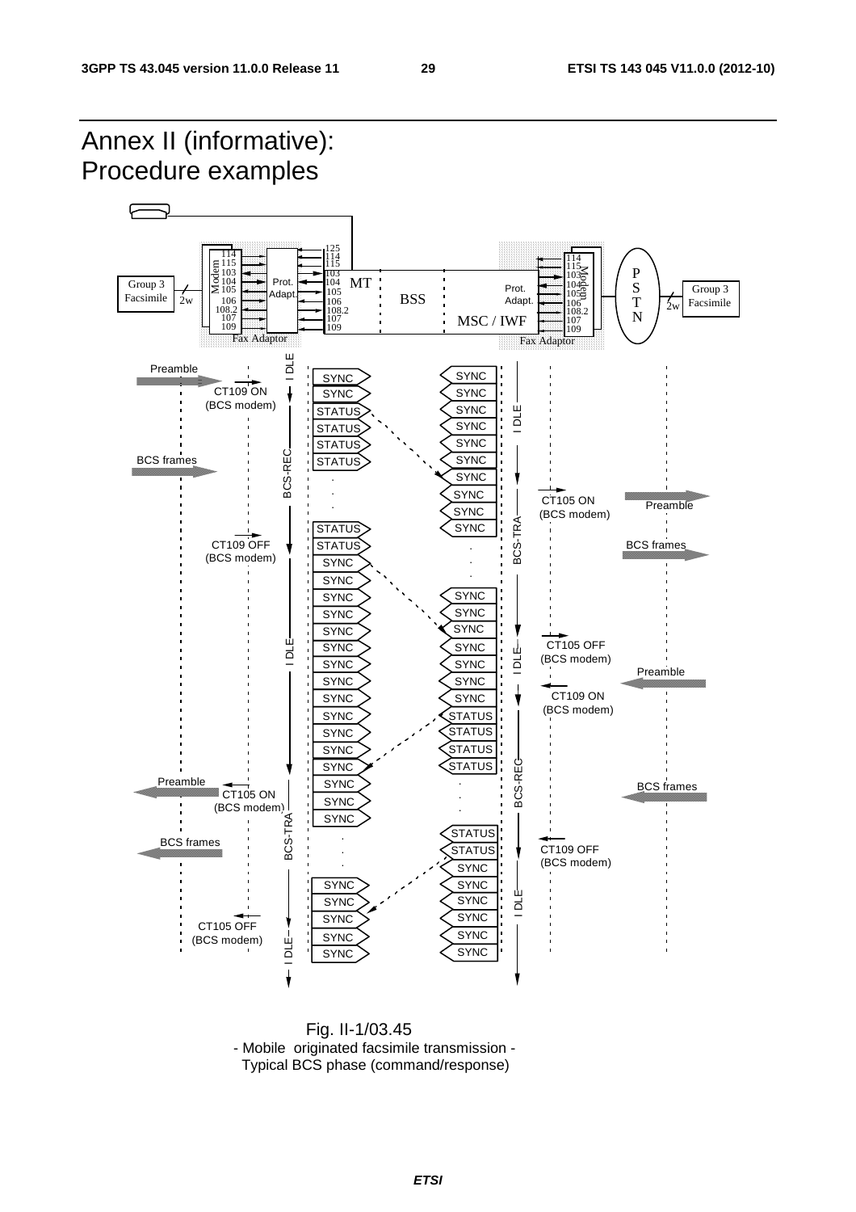# Annex II (informative): Procedure examples

Fig. II-1/03.45
- Mobile originated facsimile transmission -
Typical BCS phase (command/response)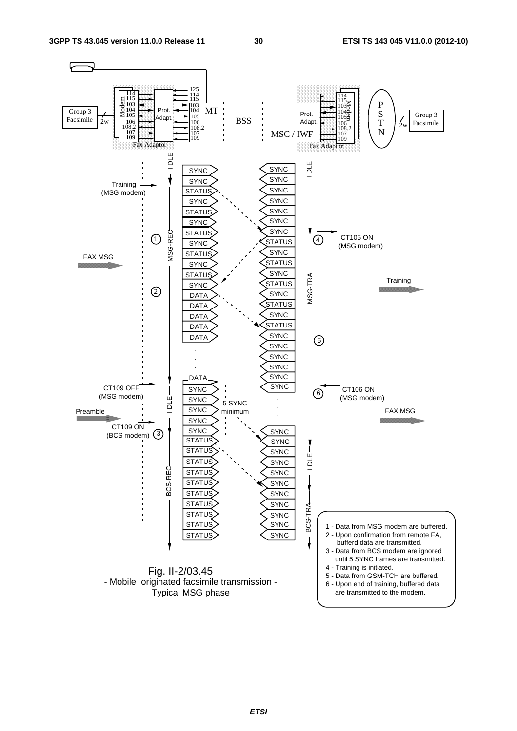Fig. II-2/03.45
- Mobile originated facsimile transmission -
Typical MSG phase

1 - Data from MSG modem are buffered.
2 - Upon confirmation from remote FA, bufferd data are transmitted.
3 - Data from BCS modem are ignored until 5 SYNC frames are transmitted.
4 - Training is initiated.
5 - Data from GSM-TCH are buffered.
6 - Upon end of training, buffered data are transmitted to the modem.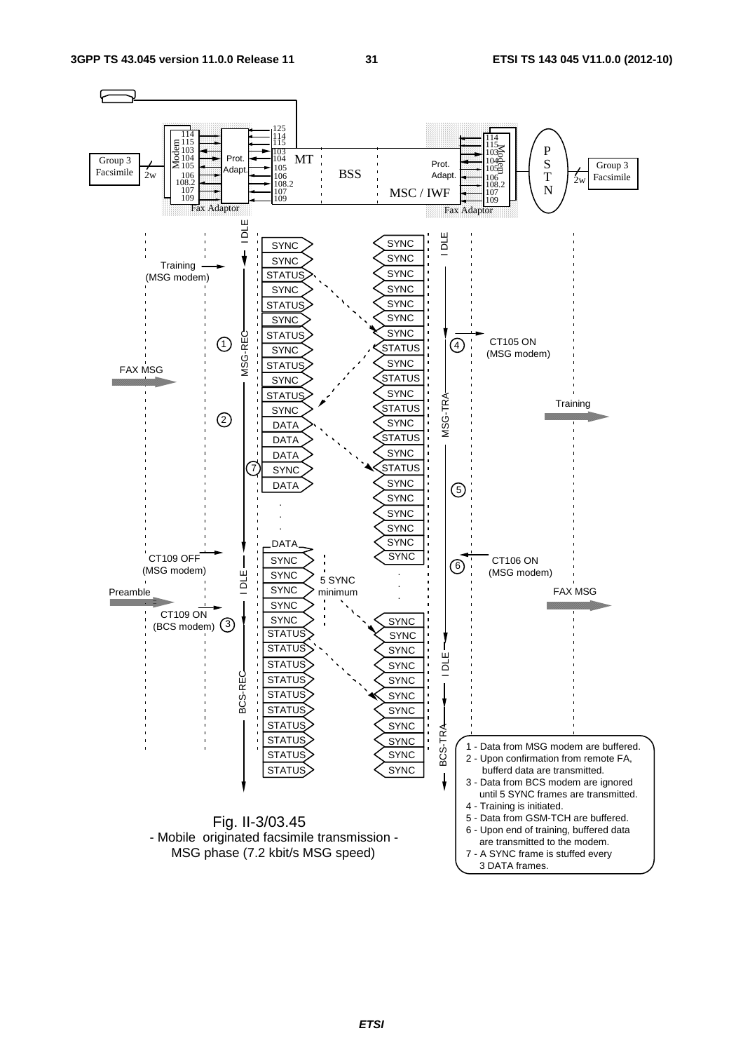Fig. II-3/03.45
- Mobile originated facsimile transmission -
MSG phase (7.2 kbit/s MSG speed)

1 - Data from MSG modem are buffered.
2 - Upon confirmation from remote FA, bufferd data are transmitted.
3 - Data from BCS modem are ignored until 5 SYNC frames are transmitted.
4 - Training is initiated.
5 - Data from GSM-TCH are buffered.
6 - Upon end of training, buffered data are transmitted to the modem.
7 - A SYNC frame is stuffed every 3 DATA frames.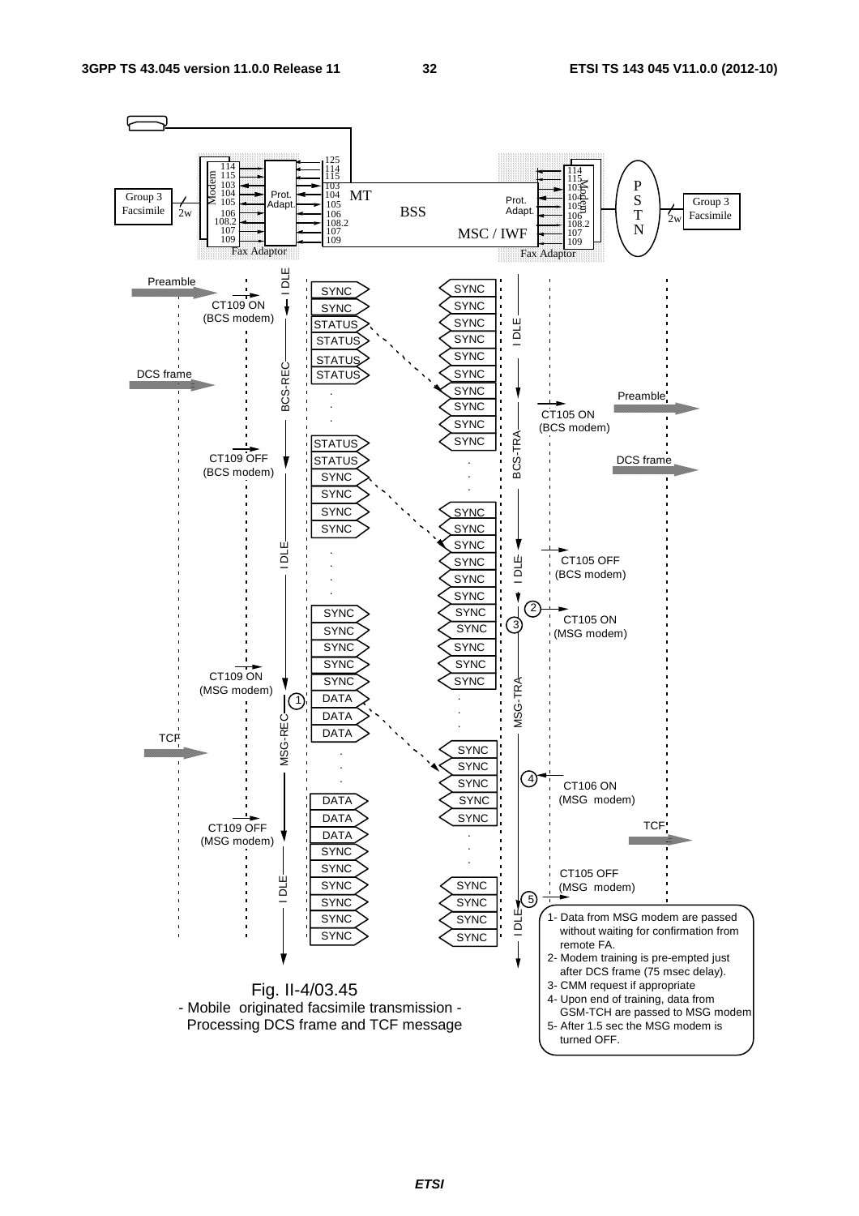Fig. II-4/03.45
- Mobile originated facsimile transmission -
Processing DCS frame and TCF message

1- Data from MSG modem are passed without waiting for confirmation from remote FA.
2- Modem training is pre-empted just after DCS frame (75 msec delay).
3- CMM request if appropriate
4- Upon end of training, data from GSM-TCH are passed to MSG modem
5- After 1.5 sec the MSG modem is turned OFF.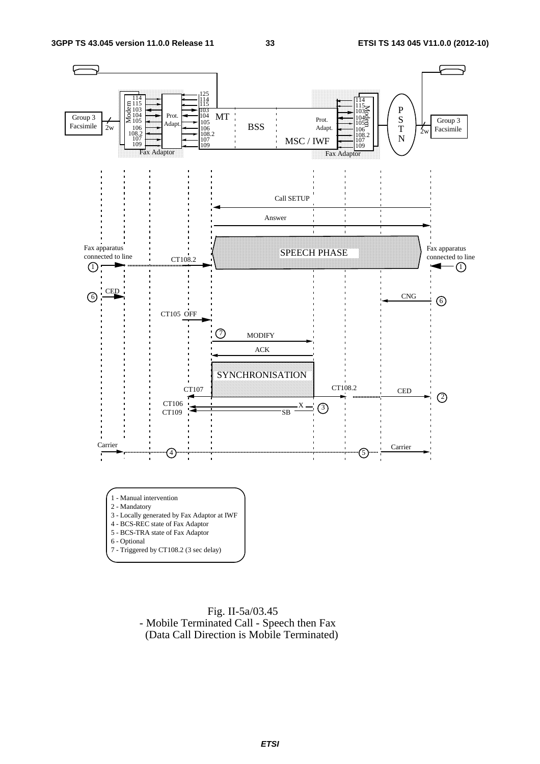1 - Manual intervention
2 - Mandatory
3 - Locally generated by Fax Adaptor at IWF
4 - BCS-REC state of Fax Adaptor
5 - BCS-TRA state of Fax Adaptor
6 - Optional
7 - Triggered by CT108.2 (3 sec delay)

Fig. II-5a/03.45
- Mobile Terminated Call - Speech then Fax
(Data Call Direction is Mobile Terminated)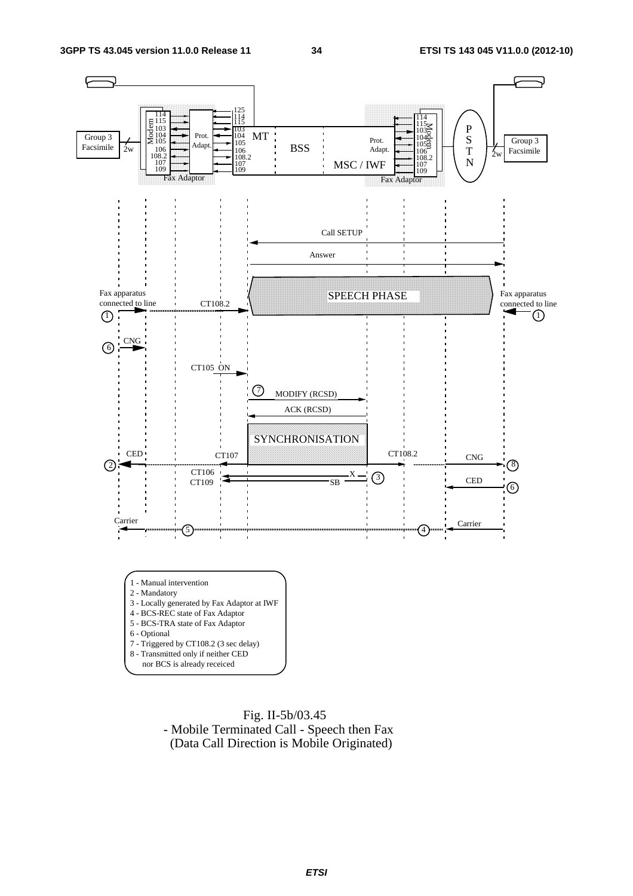1 - Manual intervention
2 - Mandatory
3 - Locally generated by Fax Adaptor at IWF
4 - BCS-REC state of Fax Adaptor
5 - BCS-TRA state of Fax Adaptor
6 - Optional
7 - Triggered by CT108.2 (3 sec delay)
8 - Transmitted only if neither CED nor BCS is already receiced

Fig. II-5b/03.45
- Mobile Terminated Call - Speech then Fax
(Data Call Direction is Mobile Originated)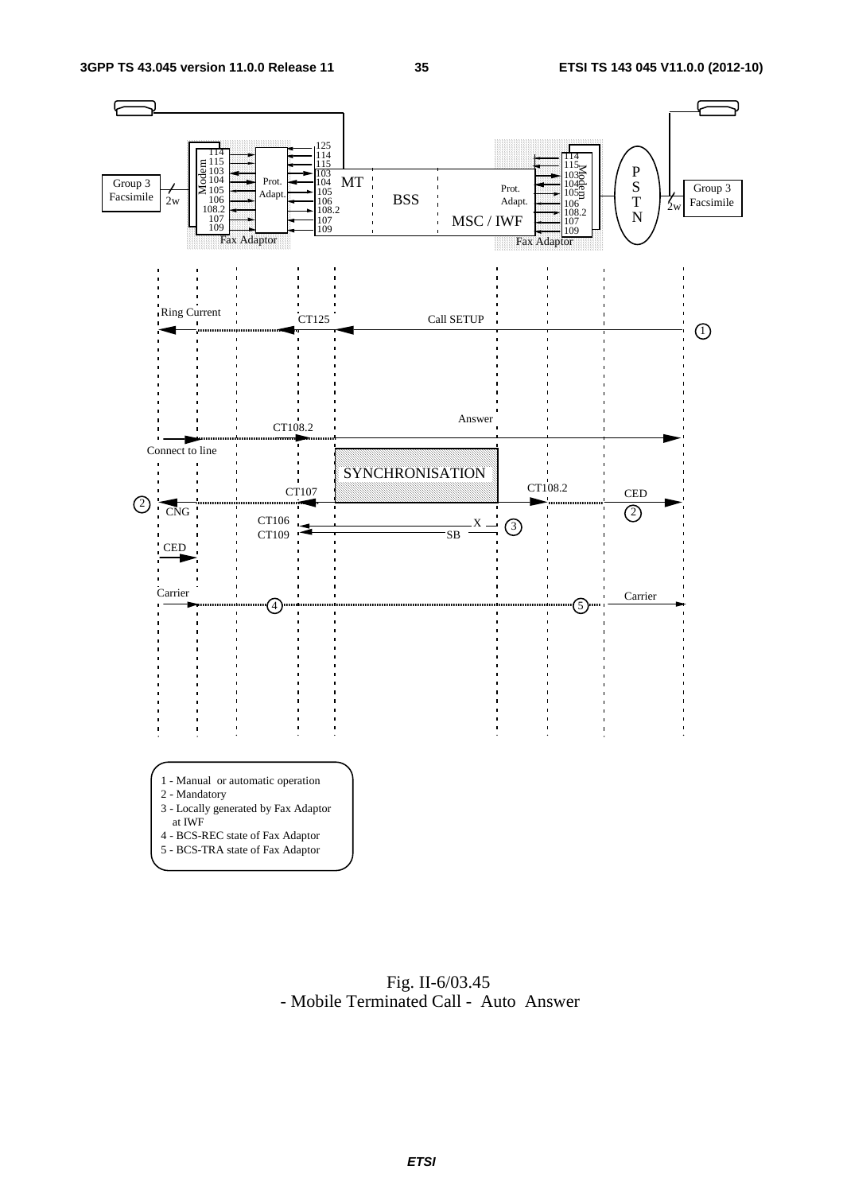1 - Manual or automatic operation
2 - Mandatory
3 - Locally generated by Fax Adaptor at IWF
4 - BCS-REC state of Fax Adaptor
5 - BCS-TRA state of Fax Adaptor

Fig. II-6/03.45
- Mobile Terminated Call - Auto Answer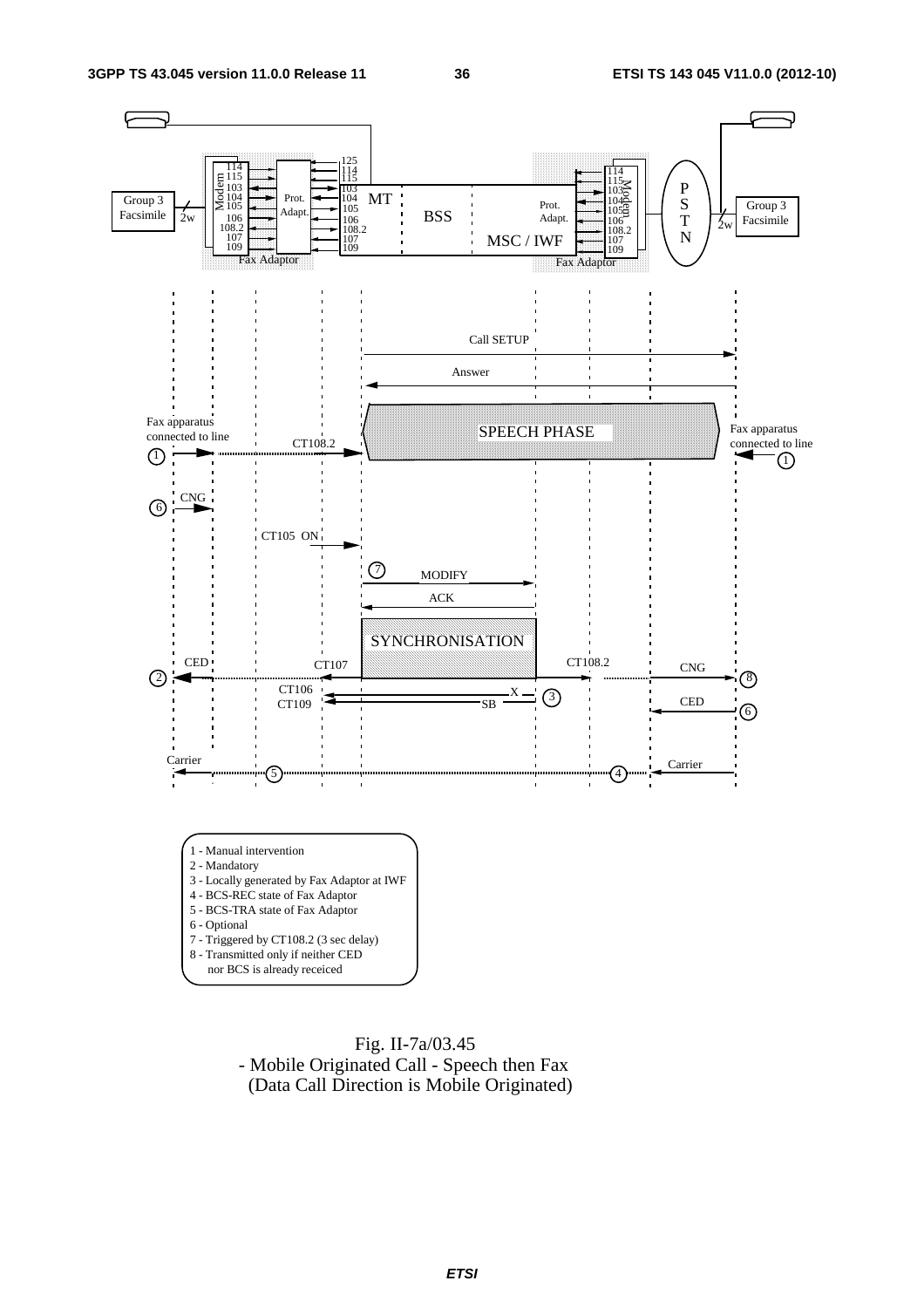1 - Manual intervention
2 - Mandatory
3 - Locally generated by Fax Adaptor at IWF
4 - BCS-REC state of Fax Adaptor
5 - BCS-TRA state of Fax Adaptor
6 - Optional
7 - Triggered by CT108.2 (3 sec delay)
8 - Transmitted only if neither CED nor BCS is already receiced

Fig. II-7a/03.45
- Mobile Originated Call - Speech then Fax
(Data Call Direction is Mobile Originated)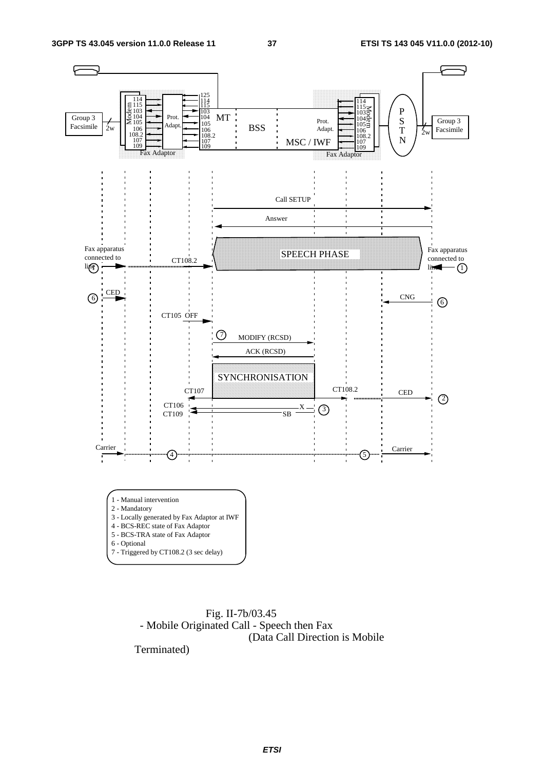1 - Manual intervention
2 - Mandatory
3 - Locally generated by Fax Adaptor at IWF
4 - BCS-REC state of Fax Adaptor
5 - BCS-TRA state of Fax Adaptor
6 - Optional
7 - Triggered by CT108.2 (3 sec delay)

Fig. II-7b/03.45
- Mobile Originated Call - Speech then Fax
(Data Call Direction is Mobile Terminated)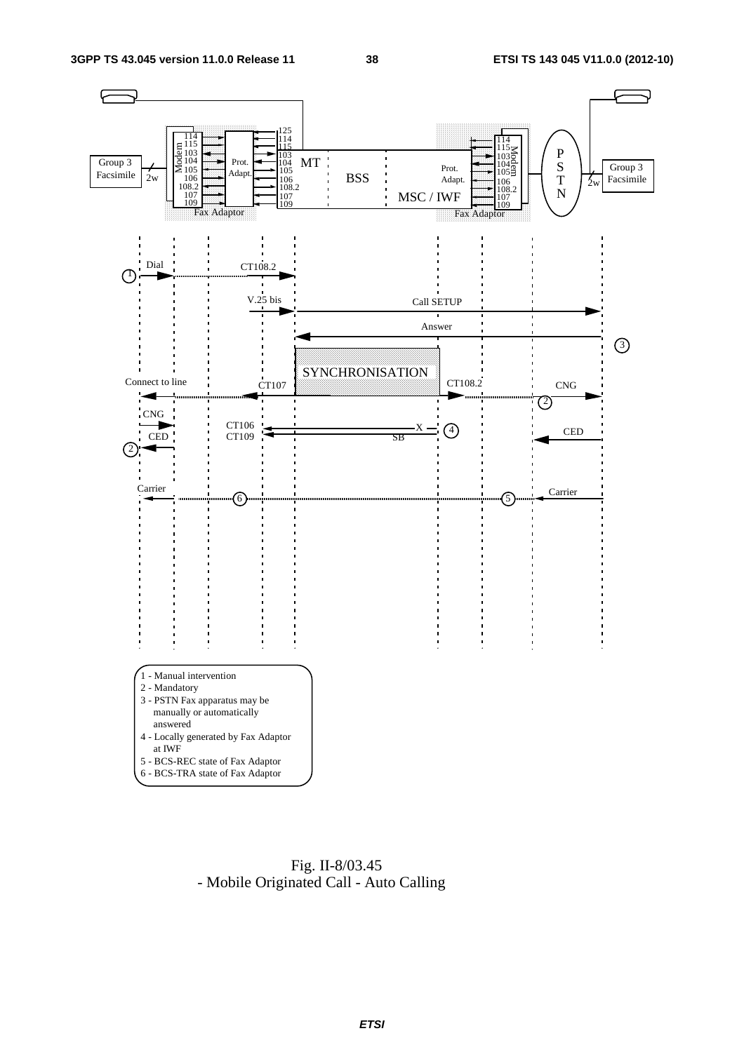1 - Manual intervention
2 - Mandatory
3 - PSTN Fax apparatus may be manually or automatically answered
4 - Locally generated by Fax Adaptor at IWF
5 - BCS-REC state of Fax Adaptor
6 - BCS-TRA state of Fax Adaptor

Fig. II-8/03.45
- Mobile Originated Call - Auto Calling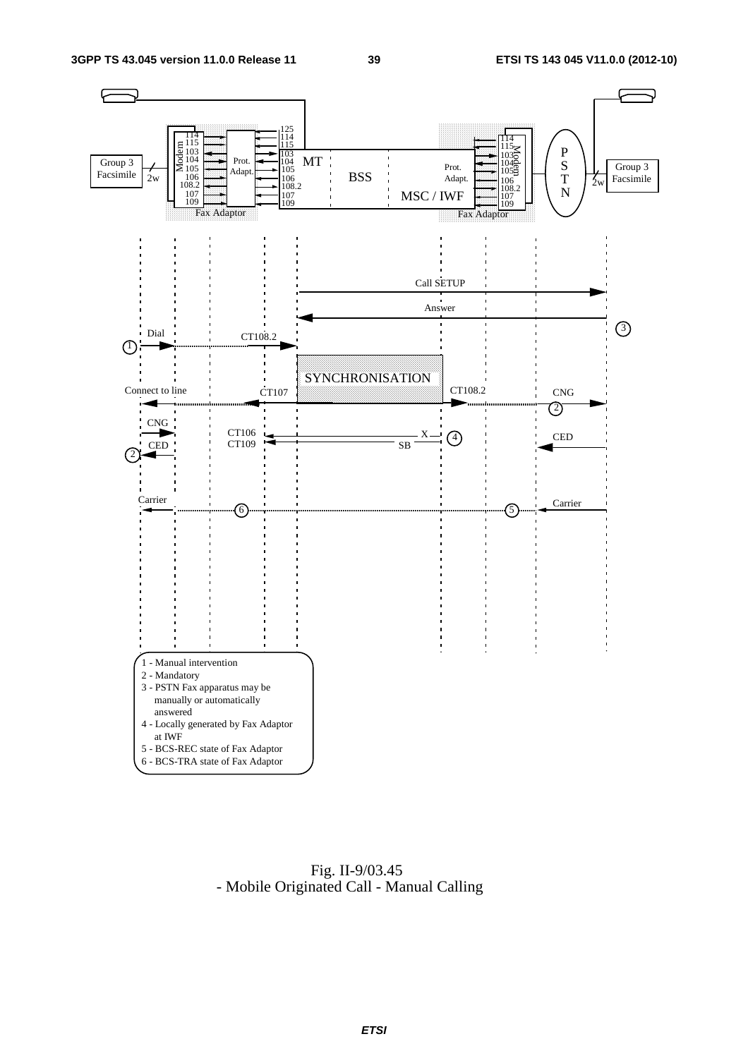Fig. II-9/03.45
- Mobile Originated Call - Manual Calling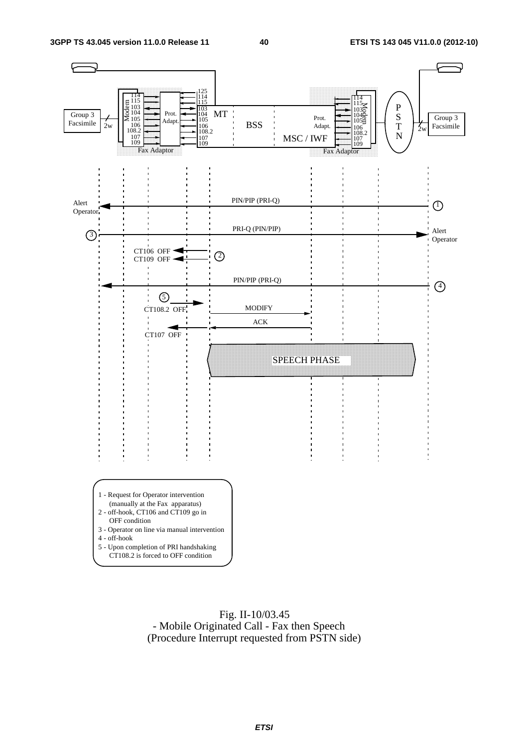1 - Request for Operator intervention
(manually at the Fax apparatus)
2 - off-hook, CT106 and CT109 go in
OFF condition
3 - Operator on line via manual intervention
4 - off-hook
5 - Upon completion of PRI handshaking
CT108.2 is forced to OFF condition

Fig. II-10/03.45
- Mobile Originated Call - Fax then Speech
(Procedure Interrupt requested from PSTN side)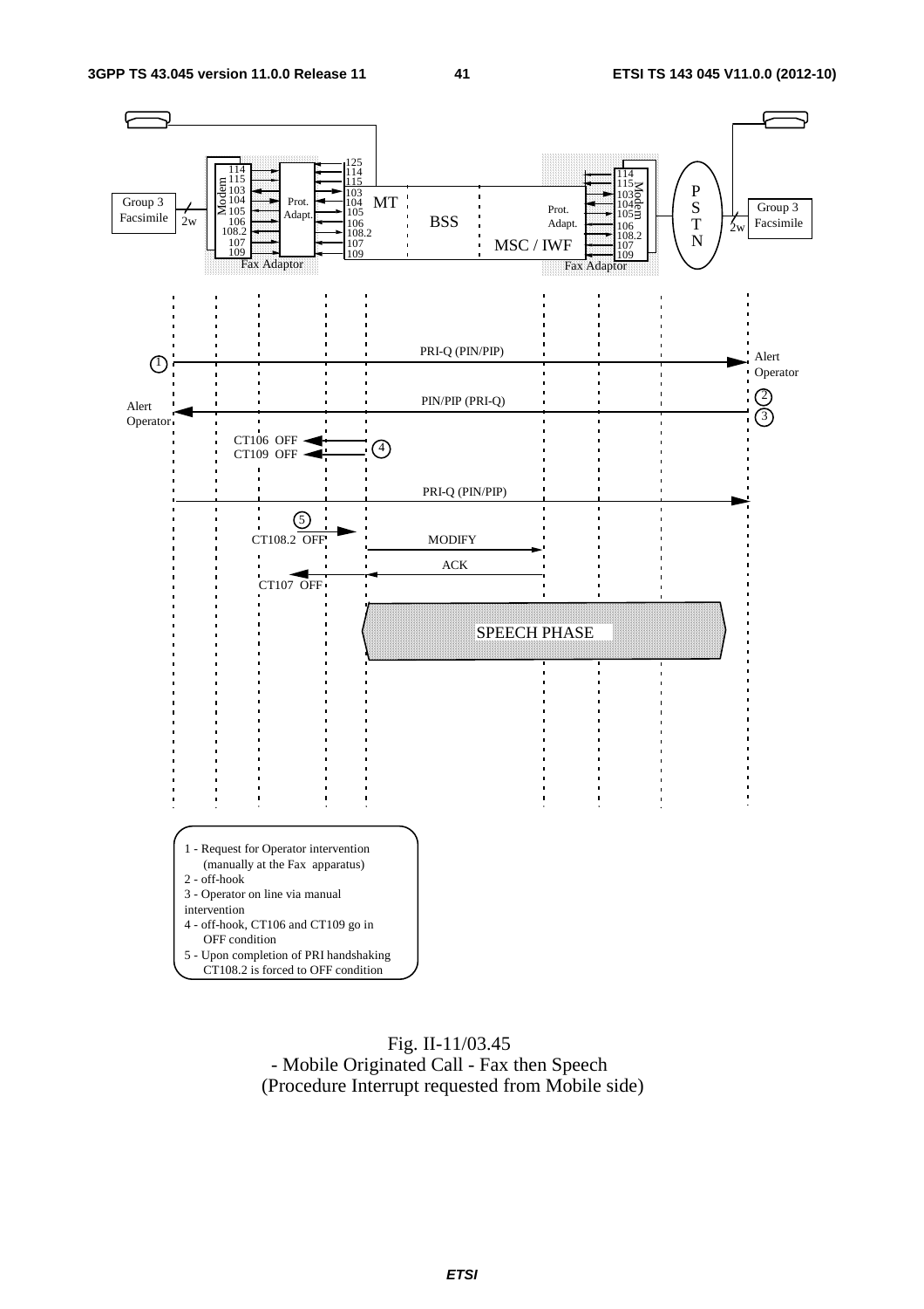1 - Request for Operator intervention (manually at the Fax apparatus)
2 - off-hook
3 - Operator on line via manual intervention
4 - off-hook, CT106 and CT109 go in OFF condition
5 - Upon completion of PRI handshaking CT108.2 is forced to OFF condition

Fig. II-11/03.45
- Mobile Originated Call - Fax then Speech
(Procedure Interrupt requested from Mobile side)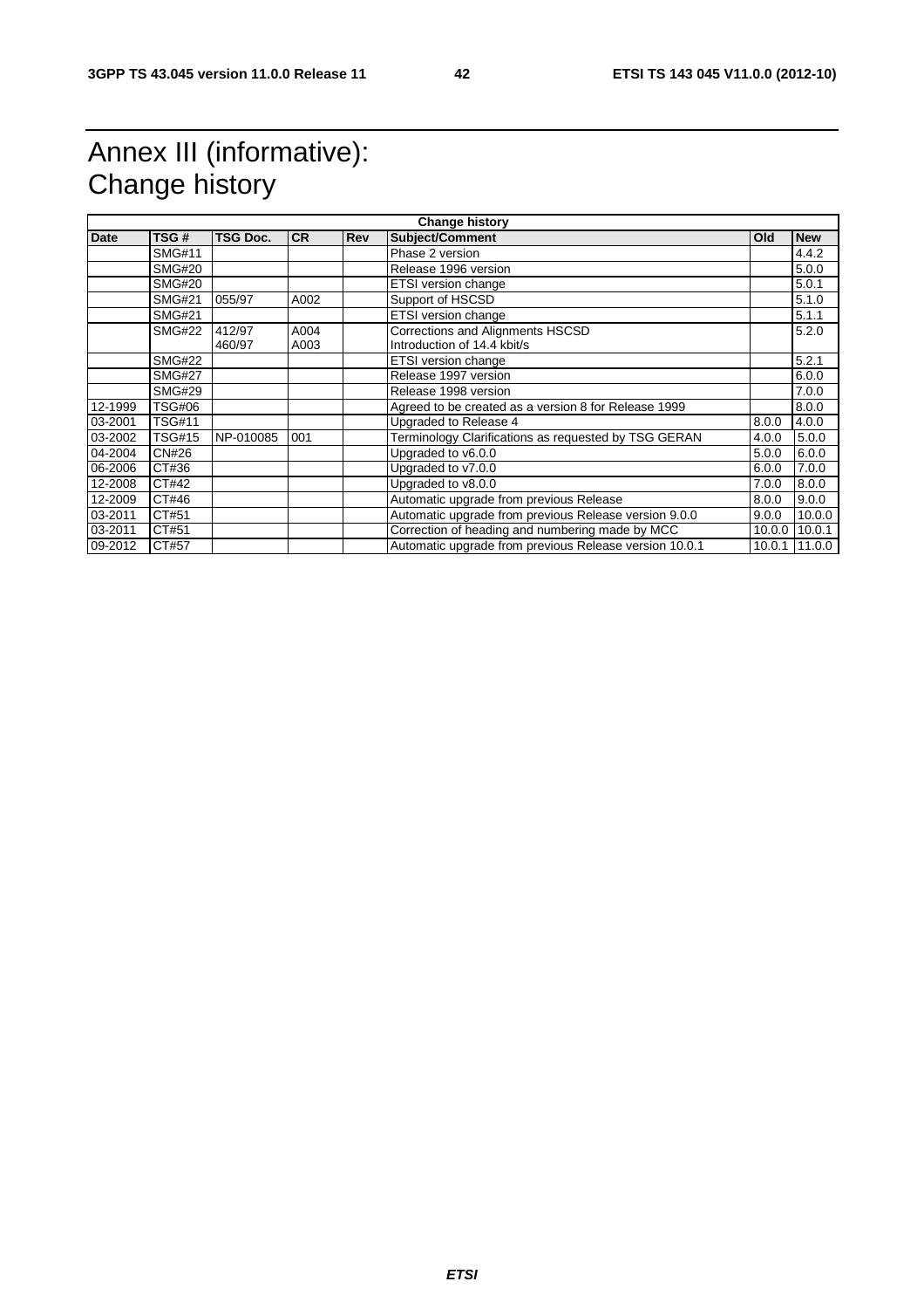# Annex III (informative): Change history

| Change history | | | | | | | |
|---|---|---|---|---|---|---|---|
| **Date** | **TSG #** | **TSG Doc.** | **CR** | **Rev** | **Subject/Comment** | **Old** | **New** |
| | SMG#11 | | | | Phase 2 version | | 4.4.2 |
| | SMG#20 | | | | Release 1996 version | | 5.0.0 |
| | SMG#20 | | | | ETSI version change | | 5.0.1 |
| | SMG#21 | 055/97 | A002 | | Support of HSCSD | | 5.1.0 |
| | SMG#21 | | | | ETSI version change | | 5.1.1 |
| | SMG#22 | 412/97<br>460/97 | A004<br>A003 | | Corrections and Alignments HSCSD<br>Introduction of 14.4 kbit/s | | 5.2.0 |
| | SMG#22 | | | | ETSI version change | | 5.2.1 |
| | SMG#27 | | | | Release 1997 version | | 6.0.0 |
| | SMG#29 | | | | Release 1998 version | | 7.0.0 |
| 12-1999 | TSG#06 | | | | Agreed to be created as a version 8 for Release 1999 | | 8.0.0 |
| 03-2001 | TSG#11 | | | | Upgraded to Release 4 | 8.0.0 | 4.0.0 |
| 03-2002 | TSG#15 | NP-010085 | 001 | | Terminology Clarifications as requested by TSG GERAN | 4.0.0 | 5.0.0 |
| 04-2004 | CN#26 | | | | Upgraded to v6.0.0 | 5.0.0 | 6.0.0 |
| 06-2006 | CT#36 | | | | Upgraded to v7.0.0 | 6.0.0 | 7.0.0 |
| 12-2008 | CT#42 | | | | Upgraded to v8.0.0 | 7.0.0 | 8.0.0 |
| 12-2009 | CT#46 | | | | Automatic upgrade from previous Release | 8.0.0 | 9.0.0 |
| 03-2011 | CT#51 | | | | Automatic upgrade from previous Release version 9.0.0 | 9.0.0 | 10.0.0 |
| 03-2011 | CT#51 | | | | Correction of heading and numbering made by MCC | 10.0.0 | 10.0.1 |
| 09-2012 | CT#57 | | | | Automatic upgrade from previous Release version 10.0.1 | 10.0.1 | 11.0.0 |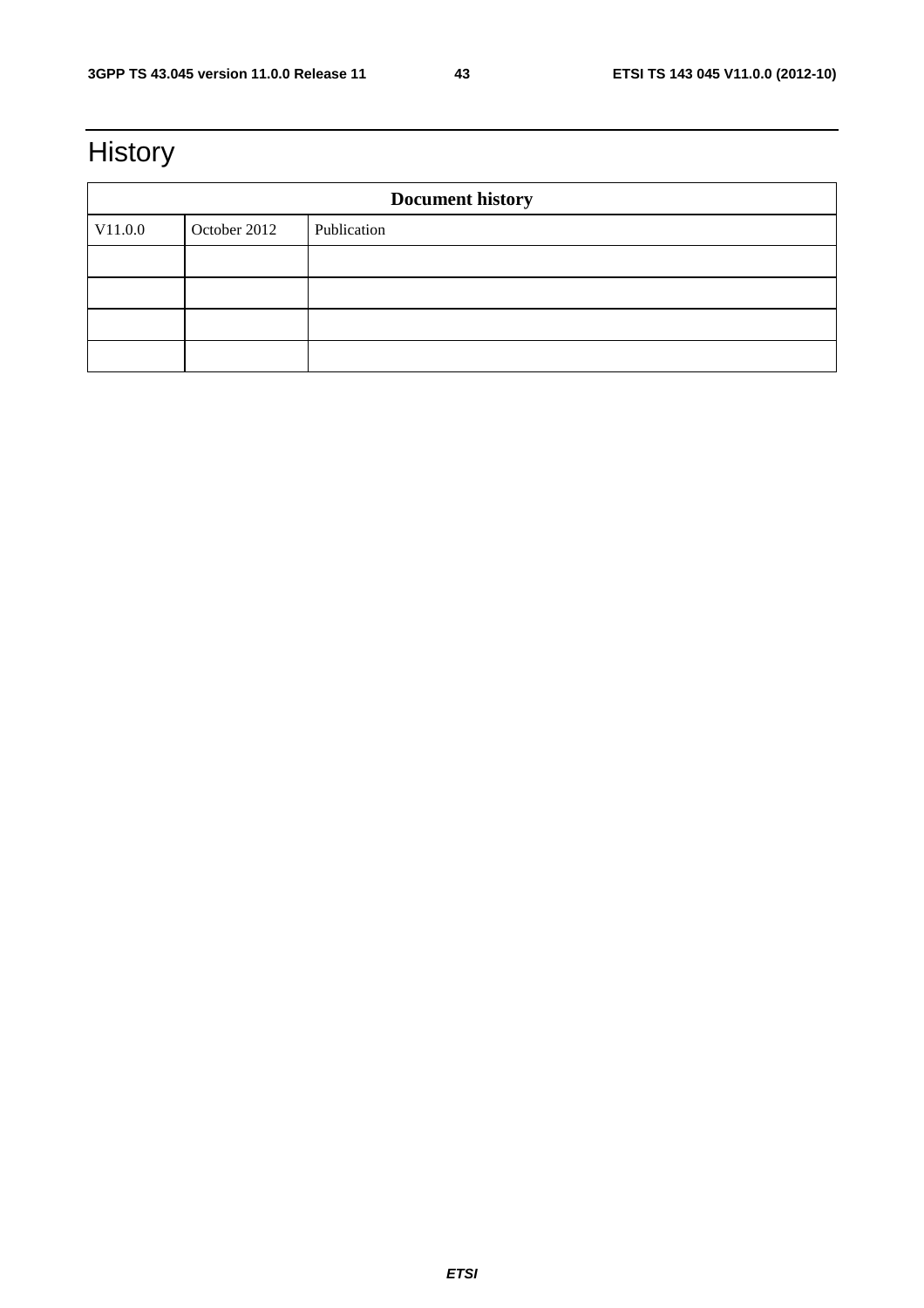# History

| Document history | | |
|---|---|---|
| V11.0.0 | October 2012 | Publication |
| | | |
| | | |
| | | |
| | | |